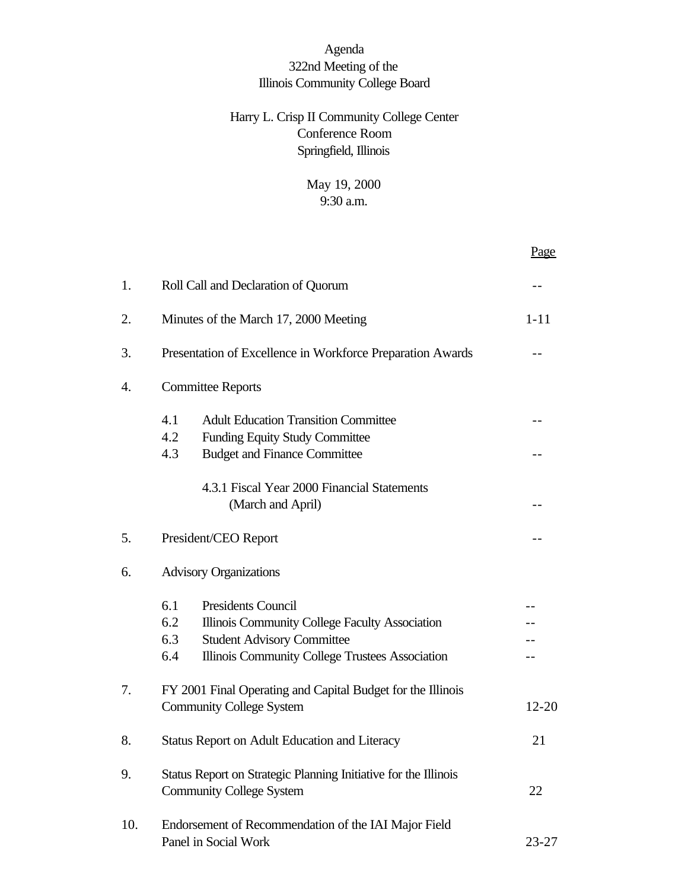# Agenda

## 322nd Meeting of the Illinois Community College Board

Harry L. Crisp II Community College Center
Conference Room
Springfield, Illinois

May 19, 2000
9:30 a.m.

| | | Page |
|---|---|---|
| 1. | Roll Call and Declaration of Quorum | -- |
| 2. | Minutes of the March 17, 2000 Meeting | 1-11 |
| 3. | Presentation of Excellence in Workforce Preparation Awards | -- |
| 4. | Committee Reports | |
| | 4.1 Adult Education Transition Committee | -- |
| | 4.2 Funding Equity Study Committee | |
| | 4.3 Budget and Finance Committee | -- |
| | 4.3.1 Fiscal Year 2000 Financial Statements (March and April) | -- |
| 5. | President/CEO Report | -- |
| 6. | Advisory Organizations | |
| | 6.1 Presidents Council | -- |
| | 6.2 Illinois Community College Faculty Association | -- |
| | 6.3 Student Advisory Committee | -- |
| | 6.4 Illinois Community College Trustees Association | -- |
| 7. | FY 2001 Final Operating and Capital Budget for the Illinois Community College System | 12-20 |
| 8. | Status Report on Adult Education and Literacy | 21 |
| 9. | Status Report on Strategic Planning Initiative for the Illinois Community College System | 22 |
| 10. | Endorsement of Recommendation of the IAI Major Field Panel in Social Work | 23-27 |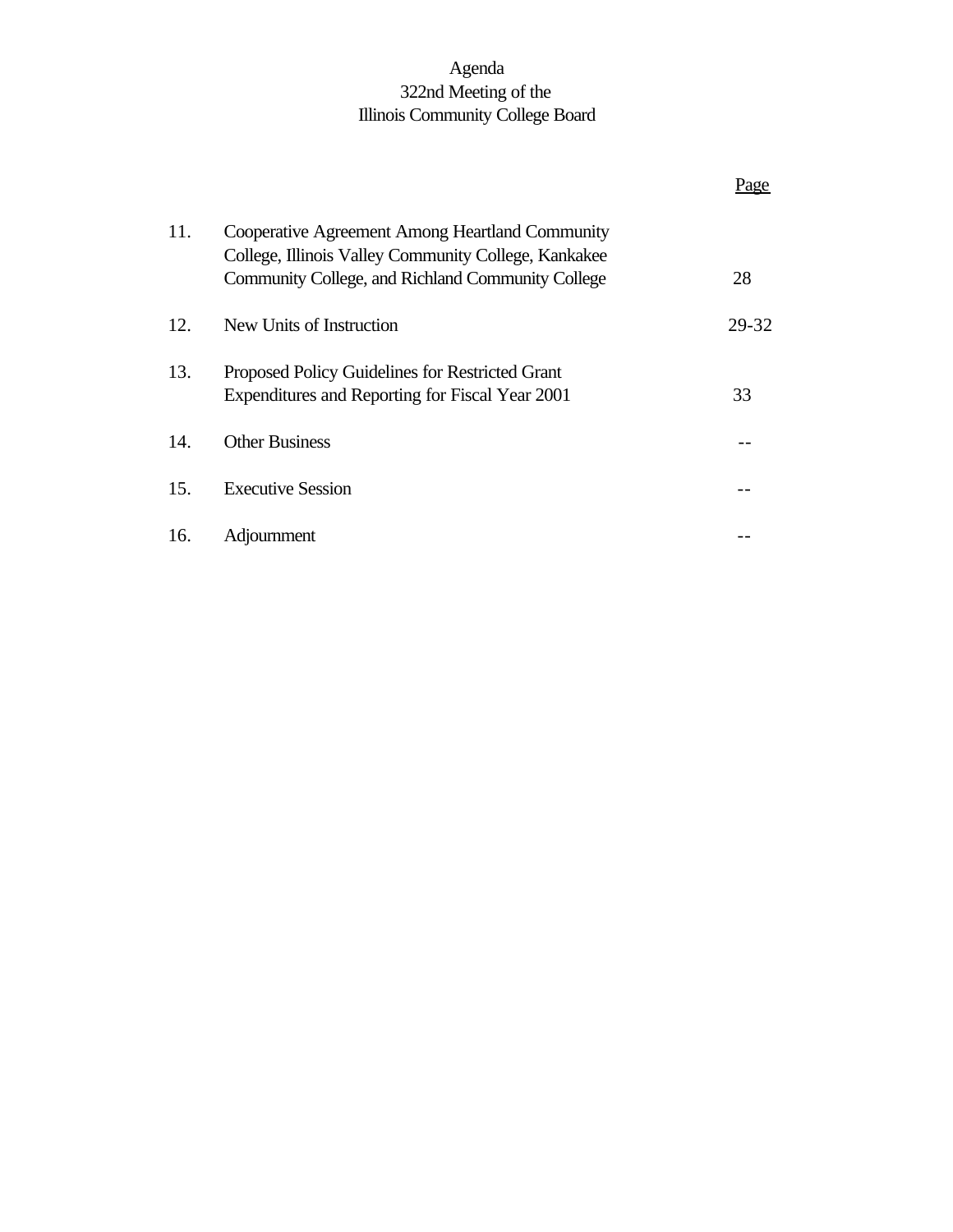Agenda
322nd Meeting of the
Illinois Community College Board

| | | Page |
|---|---|---|
| 11. | Cooperative Agreement Among Heartland Community College, Illinois Valley Community College, Kankakee Community College, and Richland Community College | 28 |
| 12. | New Units of Instruction | 29-32 |
| 13. | Proposed Policy Guidelines for Restricted Grant Expenditures and Reporting for Fiscal Year 2001 | 33 |
| 14. | Other Business | -- |
| 15. | Executive Session | -- |
| 16. | Adjournment | -- |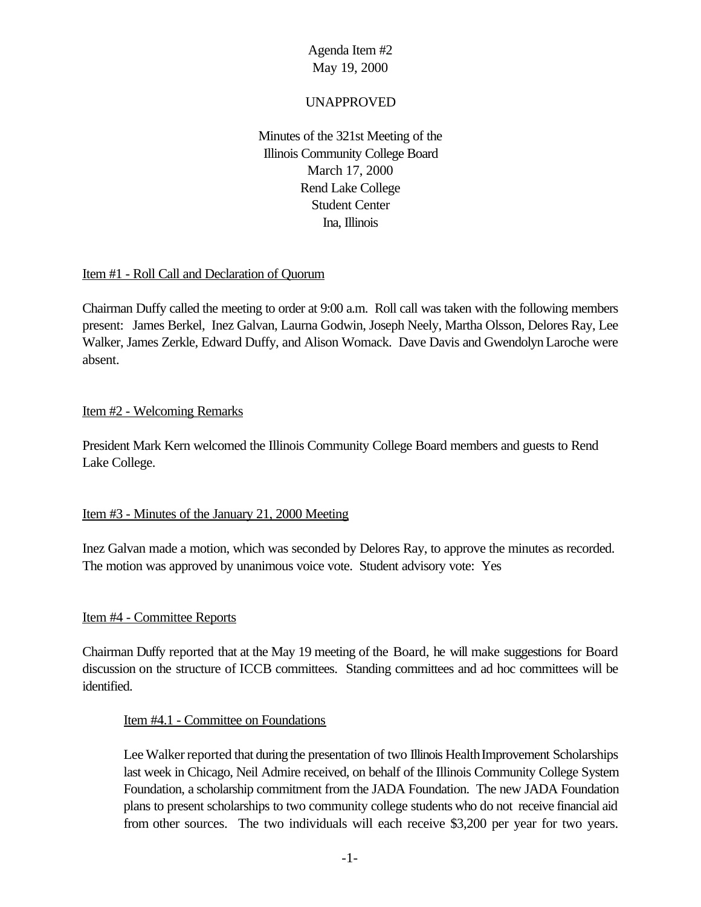Agenda Item #2
May 19, 2000

UNAPPROVED

Minutes of the 321st Meeting of the
Illinois Community College Board
March 17, 2000
Rend Lake College
Student Center
Ina, Illinois

## Item #1 - Roll Call and Declaration of Quorum

Chairman Duffy called the meeting to order at 9:00 a.m. Roll call was taken with the following members present: James Berkel, Inez Galvan, Laurna Godwin, Joseph Neely, Martha Olsson, Delores Ray, Lee Walker, James Zerkle, Edward Duffy, and Alison Womack. Dave Davis and Gwendolyn Laroche were absent.

## Item #2 - Welcoming Remarks

President Mark Kern welcomed the Illinois Community College Board members and guests to Rend Lake College.

## Item #3 - Minutes of the January 21, 2000 Meeting

Inez Galvan made a motion, which was seconded by Delores Ray, to approve the minutes as recorded. The motion was approved by unanimous voice vote. Student advisory vote: Yes

## Item #4 - Committee Reports

Chairman Duffy reported that at the May 19 meeting of the Board, he will make suggestions for Board discussion on the structure of ICCB committees. Standing committees and ad hoc committees will be identified.

### Item #4.1 - Committee on Foundations

Lee Walker reported that during the presentation of two Illinois Health Improvement Scholarships last week in Chicago, Neil Admire received, on behalf of the Illinois Community College System Foundation, a scholarship commitment from the JADA Foundation. The new JADA Foundation plans to present scholarships to two community college students who do not receive financial aid from other sources. The two individuals will each receive $3,200 per year for two years.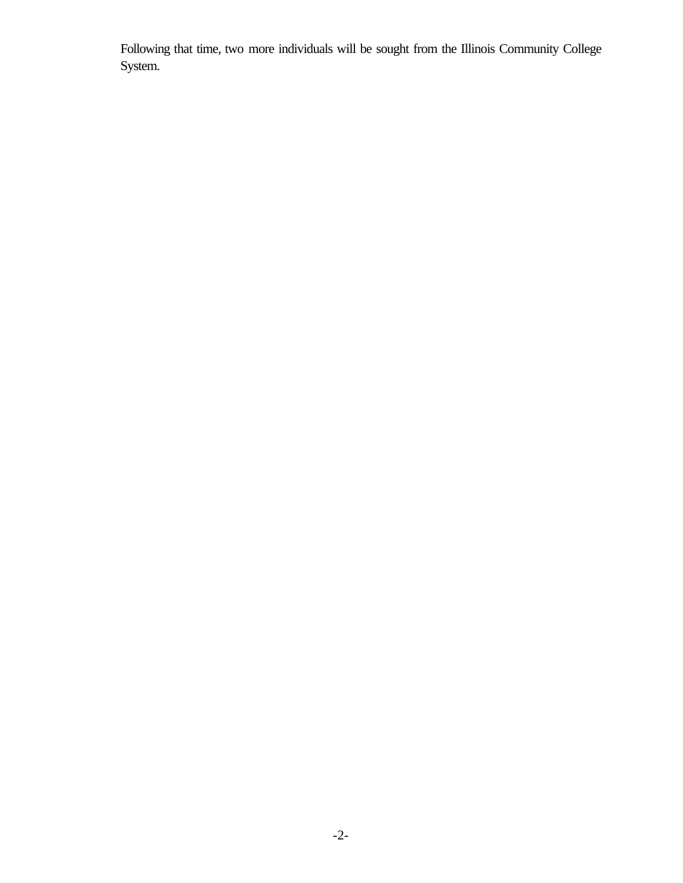Following that time, two more individuals will be sought from the Illinois Community College System.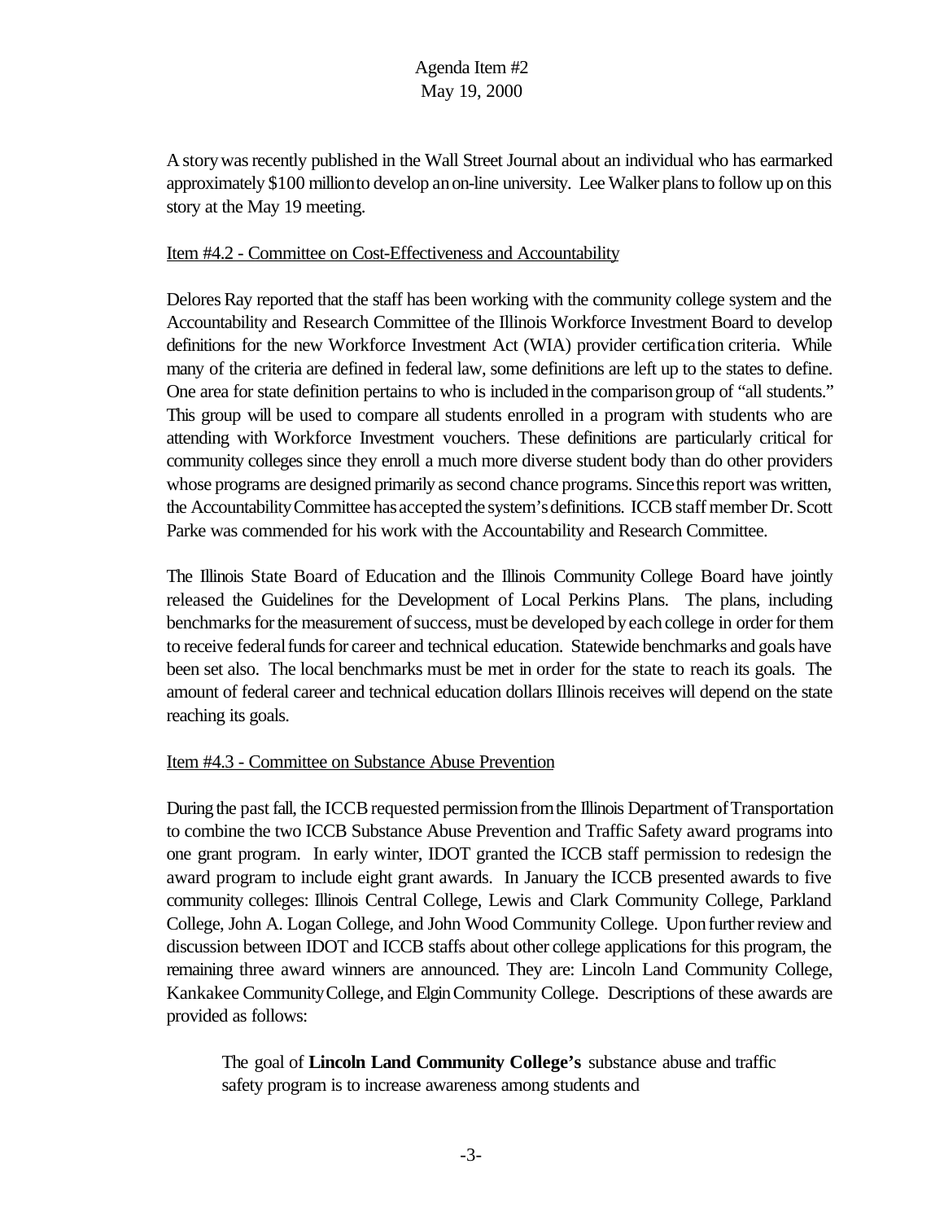A story was recently published in the Wall Street Journal about an individual who has earmarked approximately $100 million to develop an on-line university. Lee Walker plans to follow up on this story at the May 19 meeting.

Item #4.2 - Committee on Cost-Effectiveness and Accountability

Delores Ray reported that the staff has been working with the community college system and the Accountability and Research Committee of the Illinois Workforce Investment Board to develop definitions for the new Workforce Investment Act (WIA) provider certification criteria. While many of the criteria are defined in federal law, some definitions are left up to the states to define. One area for state definition pertains to who is included in the comparison group of "all students." This group will be used to compare all students enrolled in a program with students who are attending with Workforce Investment vouchers. These definitions are particularly critical for community colleges since they enroll a much more diverse student body than do other providers whose programs are designed primarily as second chance programs. Since this report was written, the Accountability Committee has accepted the system's definitions. ICCB staff member Dr. Scott Parke was commended for his work with the Accountability and Research Committee.

The Illinois State Board of Education and the Illinois Community College Board have jointly released the Guidelines for the Development of Local Perkins Plans. The plans, including benchmarks for the measurement of success, must be developed by each college in order for them to receive federal funds for career and technical education. Statewide benchmarks and goals have been set also. The local benchmarks must be met in order for the state to reach its goals. The amount of federal career and technical education dollars Illinois receives will depend on the state reaching its goals.

Item #4.3 - Committee on Substance Abuse Prevention

During the past fall, the ICCB requested permission from the Illinois Department of Transportation to combine the two ICCB Substance Abuse Prevention and Traffic Safety award programs into one grant program. In early winter, IDOT granted the ICCB staff permission to redesign the award program to include eight grant awards. In January the ICCB presented awards to five community colleges: Illinois Central College, Lewis and Clark Community College, Parkland College, John A. Logan College, and John Wood Community College. Upon further review and discussion between IDOT and ICCB staffs about other college applications for this program, the remaining three award winners are announced. They are: Lincoln Land Community College, Kankakee Community College, and Elgin Community College. Descriptions of these awards are provided as follows:

> The goal of **Lincoln Land Community College's** substance abuse and traffic safety program is to increase awareness among students and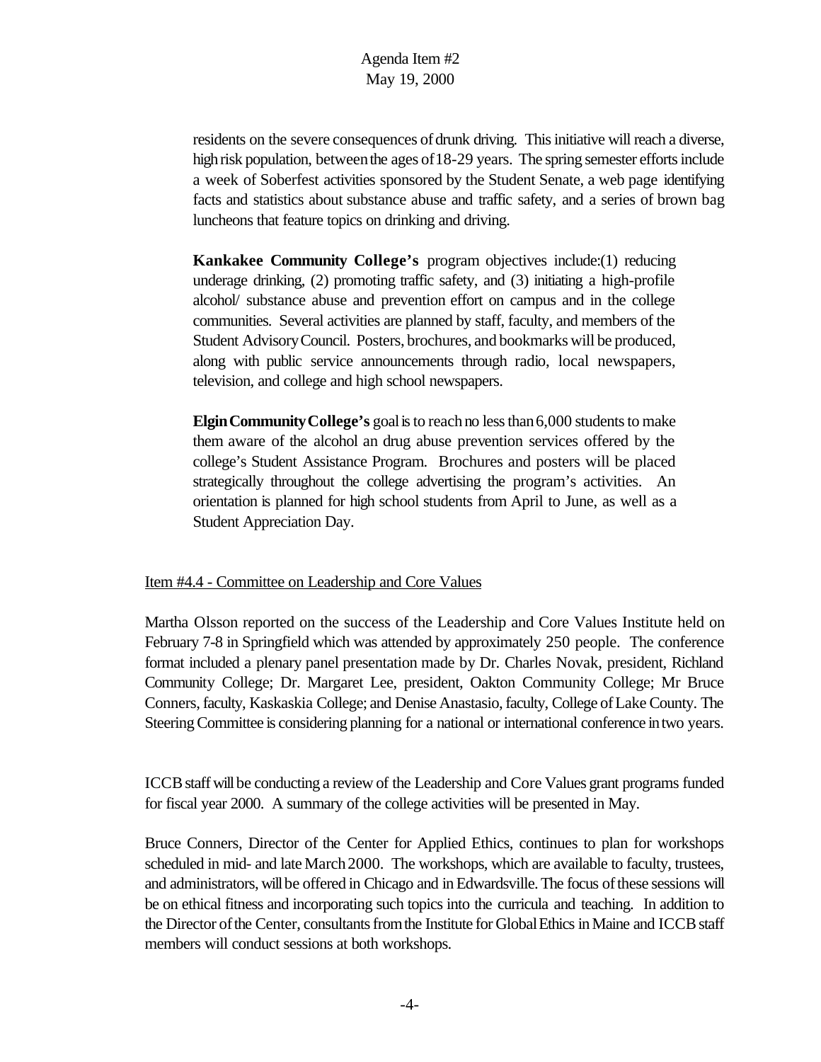residents on the severe consequences of drunk driving. This initiative will reach a diverse, high risk population, between the ages of 18-29 years. The spring semester efforts include a week of Soberfest activities sponsored by the Student Senate, a web page identifying facts and statistics about substance abuse and traffic safety, and a series of brown bag luncheons that feature topics on drinking and driving.

**Kankakee Community College's** program objectives include:(1) reducing underage drinking, (2) promoting traffic safety, and (3) initiating a high-profile alcohol/ substance abuse and prevention effort on campus and in the college communities. Several activities are planned by staff, faculty, and members of the Student Advisory Council. Posters, brochures, and bookmarks will be produced, along with public service announcements through radio, local newspapers, television, and college and high school newspapers.

**Elgin Community College's** goal is to reach no less than 6,000 students to make them aware of the alcohol an drug abuse prevention services offered by the college's Student Assistance Program. Brochures and posters will be placed strategically throughout the college advertising the program's activities. An orientation is planned for high school students from April to June, as well as a Student Appreciation Day.

Item #4.4 - Committee on Leadership and Core Values

Martha Olsson reported on the success of the Leadership and Core Values Institute held on February 7-8 in Springfield which was attended by approximately 250 people. The conference format included a plenary panel presentation made by Dr. Charles Novak, president, Richland Community College; Dr. Margaret Lee, president, Oakton Community College; Mr Bruce Conners, faculty, Kaskaskia College; and Denise Anastasio, faculty, College of Lake County. The Steering Committee is considering planning for a national or international conference in two years.

ICCB staff will be conducting a review of the Leadership and Core Values grant programs funded for fiscal year 2000. A summary of the college activities will be presented in May.

Bruce Conners, Director of the Center for Applied Ethics, continues to plan for workshops scheduled in mid- and late March 2000. The workshops, which are available to faculty, trustees, and administrators, will be offered in Chicago and in Edwardsville. The focus of these sessions will be on ethical fitness and incorporating such topics into the curricula and teaching. In addition to the Director of the Center, consultants from the Institute for Global Ethics in Maine and ICCB staff members will conduct sessions at both workshops.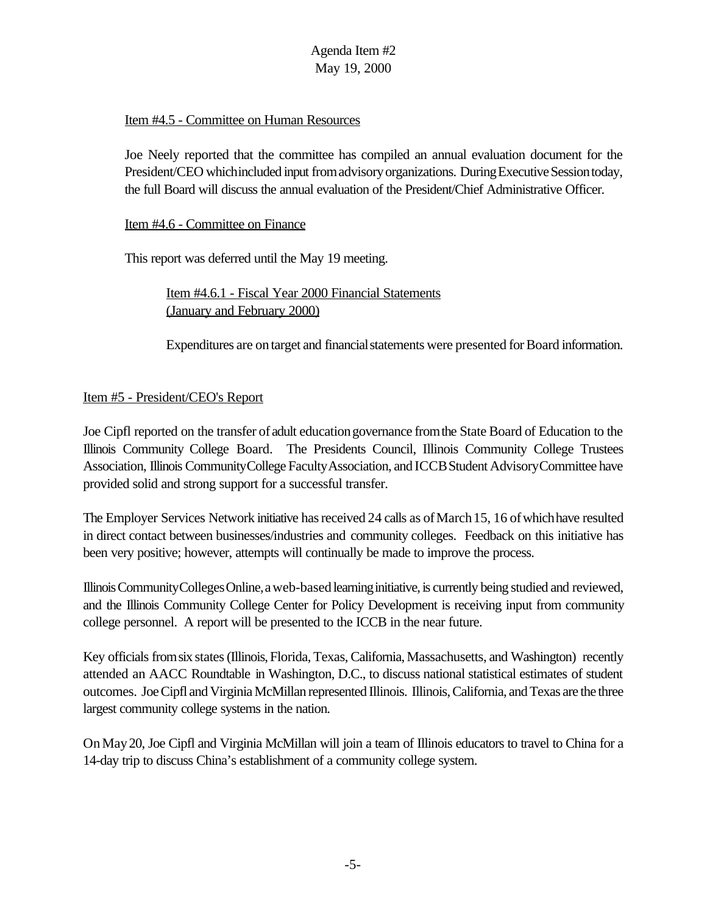Item #4.5 - Committee on Human Resources

Joe Neely reported that the committee has compiled an annual evaluation document for the President/CEO which included input from advisory organizations. During Executive Session today, the full Board will discuss the annual evaluation of the President/Chief Administrative Officer.

Item #4.6 - Committee on Finance

This report was deferred until the May 19 meeting.

Item #4.6.1 - Fiscal Year 2000 Financial Statements (January and February 2000)

Expenditures are on target and financial statements were presented for Board information.

Item #5 - President/CEO's Report

Joe Cipfl reported on the transfer of adult education governance from the State Board of Education to the Illinois Community College Board. The Presidents Council, Illinois Community College Trustees Association, Illinois Community College Faculty Association, and ICCB Student Advisory Committee have provided solid and strong support for a successful transfer.

The Employer Services Network initiative has received 24 calls as of March 15, 16 of which have resulted in direct contact between businesses/industries and community colleges. Feedback on this initiative has been very positive; however, attempts will continually be made to improve the process.

Illinois Community Colleges Online, a web-based learning initiative, is currently being studied and reviewed, and the Illinois Community College Center for Policy Development is receiving input from community college personnel. A report will be presented to the ICCB in the near future.

Key officials from six states (Illinois, Florida, Texas, California, Massachusetts, and Washington) recently attended an AACC Roundtable in Washington, D.C., to discuss national statistical estimates of student outcomes. Joe Cipfl and Virginia McMillan represented Illinois. Illinois, California, and Texas are the three largest community college systems in the nation.

On May 20, Joe Cipfl and Virginia McMillan will join a team of Illinois educators to travel to China for a 14-day trip to discuss China's establishment of a community college system.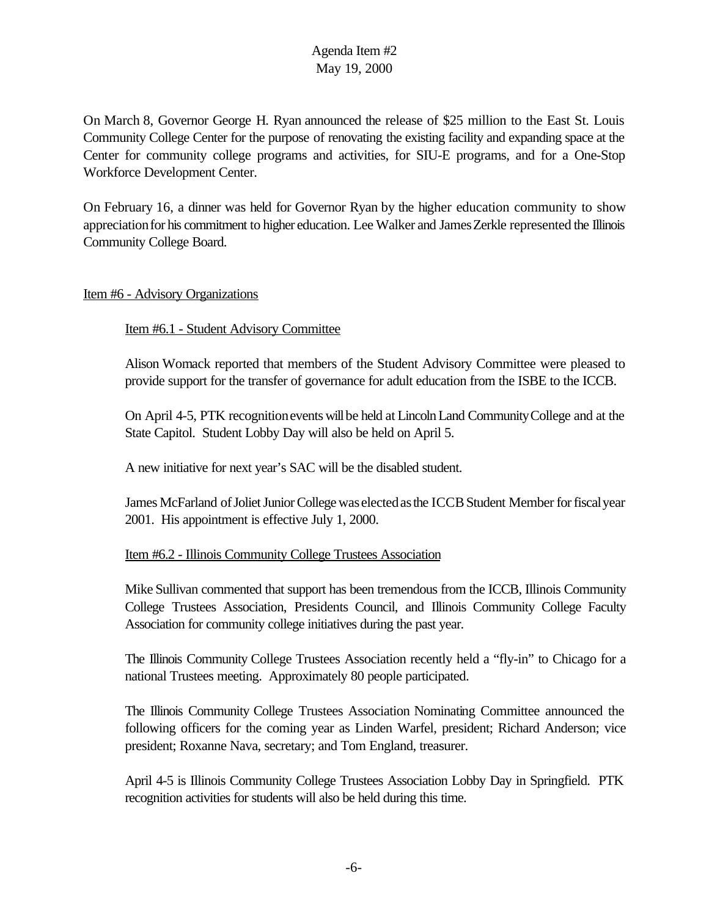On March 8, Governor George H. Ryan announced the release of $25 million to the East St. Louis Community College Center for the purpose of renovating the existing facility and expanding space at the Center for community college programs and activities, for SIU-E programs, and for a One-Stop Workforce Development Center.

On February 16, a dinner was held for Governor Ryan by the higher education community to show appreciation for his commitment to higher education. Lee Walker and James Zerkle represented the Illinois Community College Board.

Item #6 - Advisory Organizations

Item #6.1 - Student Advisory Committee

Alison Womack reported that members of the Student Advisory Committee were pleased to provide support for the transfer of governance for adult education from the ISBE to the ICCB.

On April 4-5, PTK recognition events will be held at Lincoln Land Community College and at the State Capitol. Student Lobby Day will also be held on April 5.

A new initiative for next year's SAC will be the disabled student.

James McFarland of Joliet Junior College was elected as the ICCB Student Member for fiscal year 2001. His appointment is effective July 1, 2000.

Item #6.2 - Illinois Community College Trustees Association

Mike Sullivan commented that support has been tremendous from the ICCB, Illinois Community College Trustees Association, Presidents Council, and Illinois Community College Faculty Association for community college initiatives during the past year.

The Illinois Community College Trustees Association recently held a "fly-in" to Chicago for a national Trustees meeting. Approximately 80 people participated.

The Illinois Community College Trustees Association Nominating Committee announced the following officers for the coming year as Linden Warfel, president; Richard Anderson; vice president; Roxanne Nava, secretary; and Tom England, treasurer.

April 4-5 is Illinois Community College Trustees Association Lobby Day in Springfield. PTK recognition activities for students will also be held during this time.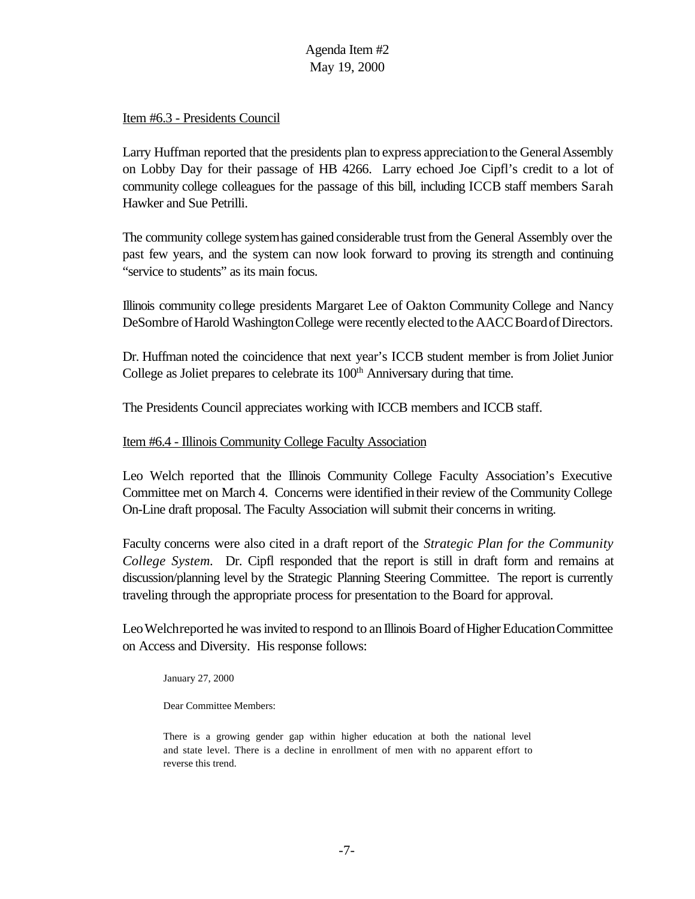Agenda Item #2
May 19, 2000

<u>Item #6.3 - Presidents Council</u>

Larry Huffman reported that the presidents plan to express appreciation to the General Assembly on Lobby Day for their passage of HB 4266. Larry echoed Joe Cipfl's credit to a lot of community college colleagues for the passage of this bill, including ICCB staff members Sarah Hawker and Sue Petrilli.

The community college system has gained considerable trust from the General Assembly over the past few years, and the system can now look forward to proving its strength and continuing "service to students" as its main focus.

Illinois community college presidents Margaret Lee of Oakton Community College and Nancy DeSombre of Harold Washington College were recently elected to the AACC Board of Directors.

Dr. Huffman noted the coincidence that next year's ICCB student member is from Joliet Junior College as Joliet prepares to celebrate its 100th Anniversary during that time.

The Presidents Council appreciates working with ICCB members and ICCB staff.

<u>Item #6.4 - Illinois Community College Faculty Association</u>

Leo Welch reported that the Illinois Community College Faculty Association's Executive Committee met on March 4. Concerns were identified in their review of the Community College On-Line draft proposal. The Faculty Association will submit their concerns in writing.

Faculty concerns were also cited in a draft report of the *Strategic Plan for the Community College System.* Dr. Cipfl responded that the report is still in draft form and remains at discussion/planning level by the Strategic Planning Steering Committee. The report is currently traveling through the appropriate process for presentation to the Board for approval.

Leo Welch reported he was invited to respond to an Illinois Board of Higher Education Committee on Access and Diversity. His response follows:

> January 27, 2000
>
> Dear Committee Members:
>
> There is a growing gender gap within higher education at both the national level and state level. There is a decline in enrollment of men with no apparent effort to reverse this trend.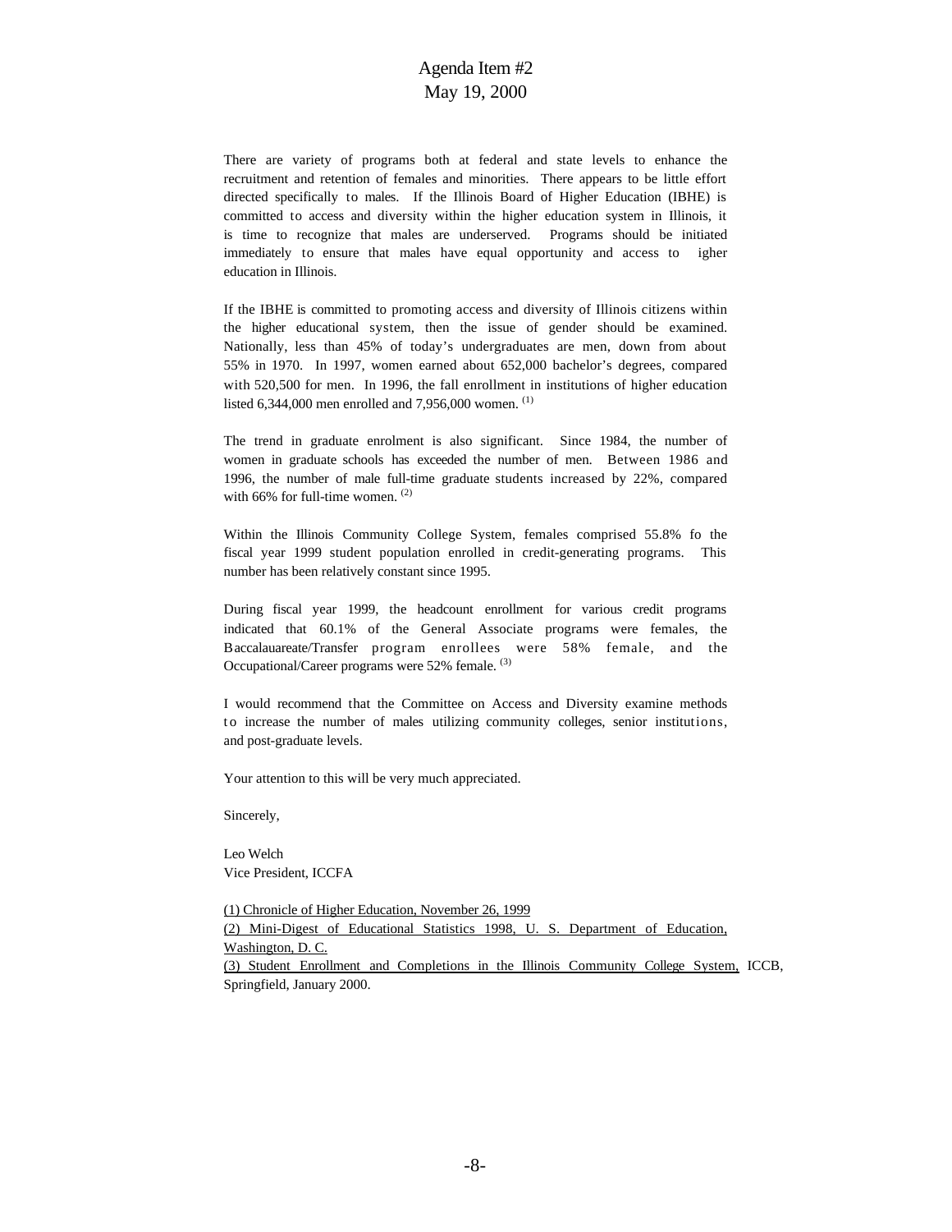Agenda Item #2
May 19, 2000

There are variety of programs both at federal and state levels to enhance the recruitment and retention of females and minorities. There appears to be little effort directed specifically to males. If the Illinois Board of Higher Education (IBHE) is committed to access and diversity within the higher education system in Illinois, it is time to recognize that males are underserved. Programs should be initiated immediately to ensure that males have equal opportunity and access to igher education in Illinois.

If the IBHE is committed to promoting access and diversity of Illinois citizens within the higher educational system, then the issue of gender should be examined. Nationally, less than 45% of today's undergraduates are men, down from about 55% in 1970. In 1997, women earned about 652,000 bachelor's degrees, compared with 520,500 for men. In 1996, the fall enrollment in institutions of higher education listed 6,344,000 men enrolled and 7,956,000 women. (1)

The trend in graduate enrolment is also significant. Since 1984, the number of women in graduate schools has exceeded the number of men. Between 1986 and 1996, the number of male full-time graduate students increased by 22%, compared with 66% for full-time women. (2)

Within the Illinois Community College System, females comprised 55.8% fo the fiscal year 1999 student population enrolled in credit-generating programs. This number has been relatively constant since 1995.

During fiscal year 1999, the headcount enrollment for various credit programs indicated that 60.1% of the General Associate programs were females, the Baccalauareate/Transfer program enrollees were 58% female, and the Occupational/Career programs were 52% female. (3)

I would recommend that the Committee on Access and Diversity examine methods to increase the number of males utilizing community colleges, senior institutions, and post-graduate levels.

Your attention to this will be very much appreciated.

Sincerely,

Leo Welch
Vice President, ICCFA

(1) Chronicle of Higher Education, November 26, 1999
(2) Mini-Digest of Educational Statistics 1998, U. S. Department of Education, Washington, D. C.
(3) Student Enrollment and Completions in the Illinois Community College System, ICCB, Springfield, January 2000.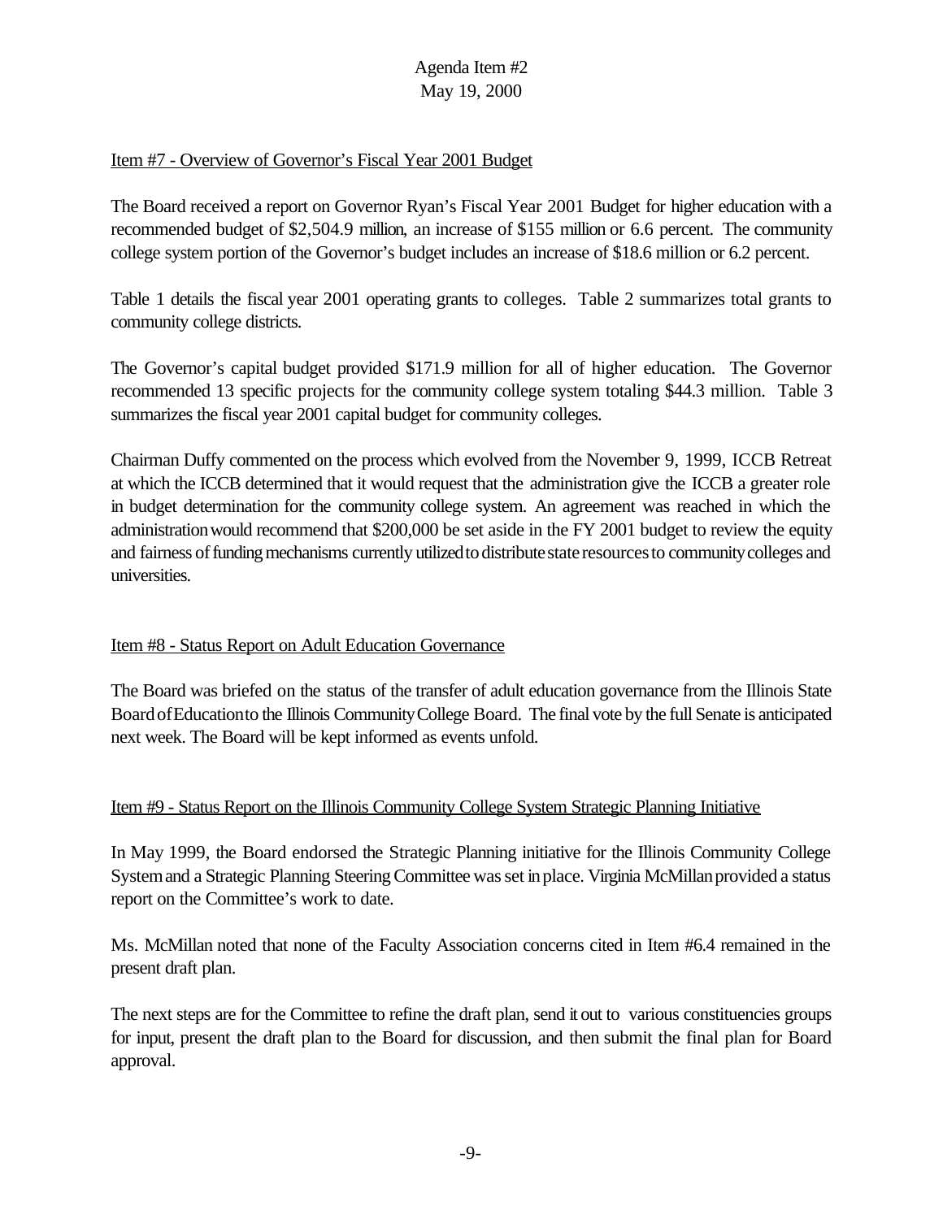Item #7 - Overview of Governor's Fiscal Year 2001 Budget

The Board received a report on Governor Ryan's Fiscal Year 2001 Budget for higher education with a recommended budget of $2,504.9 million, an increase of $155 million or 6.6 percent. The community college system portion of the Governor's budget includes an increase of $18.6 million or 6.2 percent.

Table 1 details the fiscal year 2001 operating grants to colleges. Table 2 summarizes total grants to community college districts.

The Governor's capital budget provided $171.9 million for all of higher education. The Governor recommended 13 specific projects for the community college system totaling $44.3 million. Table 3 summarizes the fiscal year 2001 capital budget for community colleges.

Chairman Duffy commented on the process which evolved from the November 9, 1999, ICCB Retreat at which the ICCB determined that it would request that the administration give the ICCB a greater role in budget determination for the community college system. An agreement was reached in which the administration would recommend that $200,000 be set aside in the FY 2001 budget to review the equity and fairness of funding mechanisms currently utilized to distribute state resources to community colleges and universities.

Item #8 - Status Report on Adult Education Governance

The Board was briefed on the status of the transfer of adult education governance from the Illinois State Board of Education to the Illinois Community College Board. The final vote by the full Senate is anticipated next week. The Board will be kept informed as events unfold.

Item #9 - Status Report on the Illinois Community College System Strategic Planning Initiative

In May 1999, the Board endorsed the Strategic Planning initiative for the Illinois Community College System and a Strategic Planning Steering Committee was set in place. Virginia McMillan provided a status report on the Committee's work to date.

Ms. McMillan noted that none of the Faculty Association concerns cited in Item #6.4 remained in the present draft plan.

The next steps are for the Committee to refine the draft plan, send it out to various constituencies groups for input, present the draft plan to the Board for discussion, and then submit the final plan for Board approval.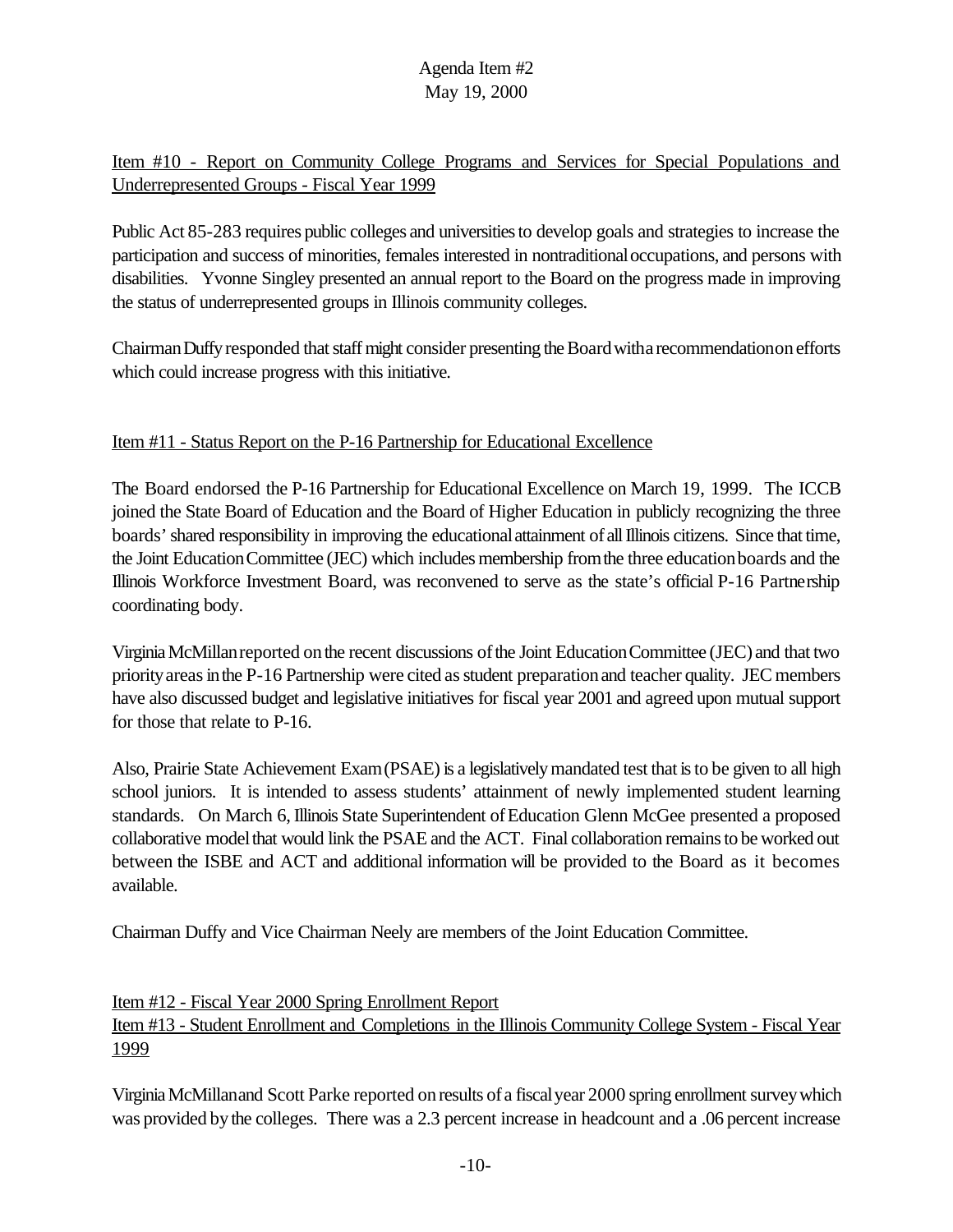Item #10 - Report on Community College Programs and Services for Special Populations and Underrepresented Groups - Fiscal Year 1999

Public Act 85-283 requires public colleges and universities to develop goals and strategies to increase the participation and success of minorities, females interested in nontraditional occupations, and persons with disabilities. Yvonne Singley presented an annual report to the Board on the progress made in improving the status of underrepresented groups in Illinois community colleges.

Chairman Duffy responded that staff might consider presenting the Board with a recommendation on efforts which could increase progress with this initiative.

Item #11 - Status Report on the P-16 Partnership for Educational Excellence

The Board endorsed the P-16 Partnership for Educational Excellence on March 19, 1999. The ICCB joined the State Board of Education and the Board of Higher Education in publicly recognizing the three boards' shared responsibility in improving the educational attainment of all Illinois citizens. Since that time, the Joint Education Committee (JEC) which includes membership from the three education boards and the Illinois Workforce Investment Board, was reconvened to serve as the state's official P-16 Partnership coordinating body.

Virginia McMillan reported on the recent discussions of the Joint Education Committee (JEC) and that two priority areas in the P-16 Partnership were cited as student preparation and teacher quality. JEC members have also discussed budget and legislative initiatives for fiscal year 2001 and agreed upon mutual support for those that relate to P-16.

Also, Prairie State Achievement Exam (PSAE) is a legislatively mandated test that is to be given to all high school juniors. It is intended to assess students' attainment of newly implemented student learning standards. On March 6, Illinois State Superintendent of Education Glenn McGee presented a proposed collaborative model that would link the PSAE and the ACT. Final collaboration remains to be worked out between the ISBE and ACT and additional information will be provided to the Board as it becomes available.

Chairman Duffy and Vice Chairman Neely are members of the Joint Education Committee.

Item #12 - Fiscal Year 2000 Spring Enrollment Report
Item #13 - Student Enrollment and Completions in the Illinois Community College System - Fiscal Year 1999

Virginia McMillan and Scott Parke reported on results of a fiscal year 2000 spring enrollment survey which was provided by the colleges. There was a 2.3 percent increase in headcount and a .06 percent increase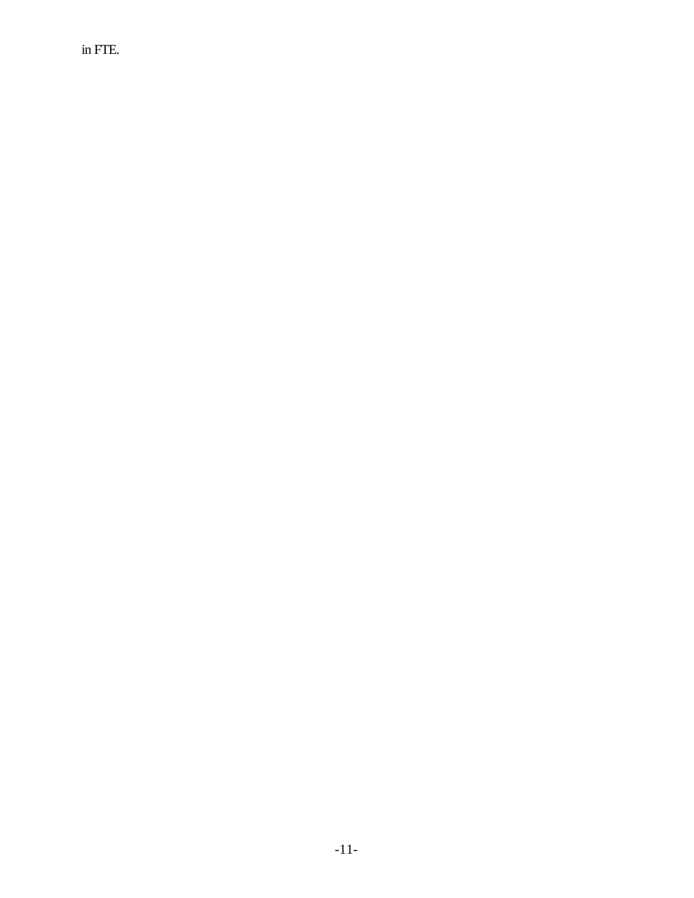in FTE.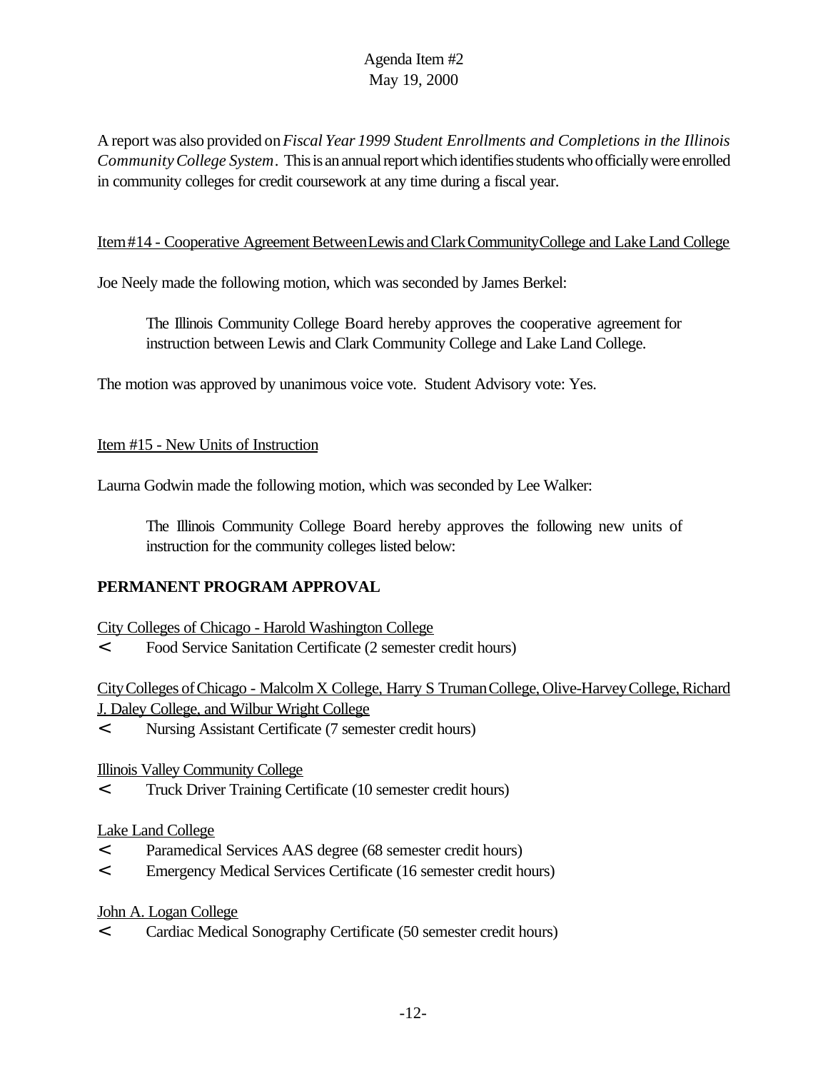A report was also provided on *Fiscal Year 1999 Student Enrollments and Completions in the Illinois Community College System*. This is an annual report which identifies students who officially were enrolled in community colleges for credit coursework at any time during a fiscal year.

Item #14 - Cooperative Agreement Between Lewis and Clark Community College and Lake Land College

Joe Neely made the following motion, which was seconded by James Berkel:

> The Illinois Community College Board hereby approves the cooperative agreement for instruction between Lewis and Clark Community College and Lake Land College.

The motion was approved by unanimous voice vote. Student Advisory vote: Yes.

Item #15 - New Units of Instruction

Laurna Godwin made the following motion, which was seconded by Lee Walker:

> The Illinois Community College Board hereby approves the following new units of instruction for the community colleges listed below:

**PERMANENT PROGRAM APPROVAL**

City Colleges of Chicago - Harold Washington College

- Food Service Sanitation Certificate (2 semester credit hours)

City Colleges of Chicago - Malcolm X College, Harry S Truman College, Olive-Harvey College, Richard J. Daley College, and Wilbur Wright College

- Nursing Assistant Certificate (7 semester credit hours)

Illinois Valley Community College

- Truck Driver Training Certificate (10 semester credit hours)

Lake Land College

- Paramedical Services AAS degree (68 semester credit hours)
- Emergency Medical Services Certificate (16 semester credit hours)

John A. Logan College

- Cardiac Medical Sonography Certificate (50 semester credit hours)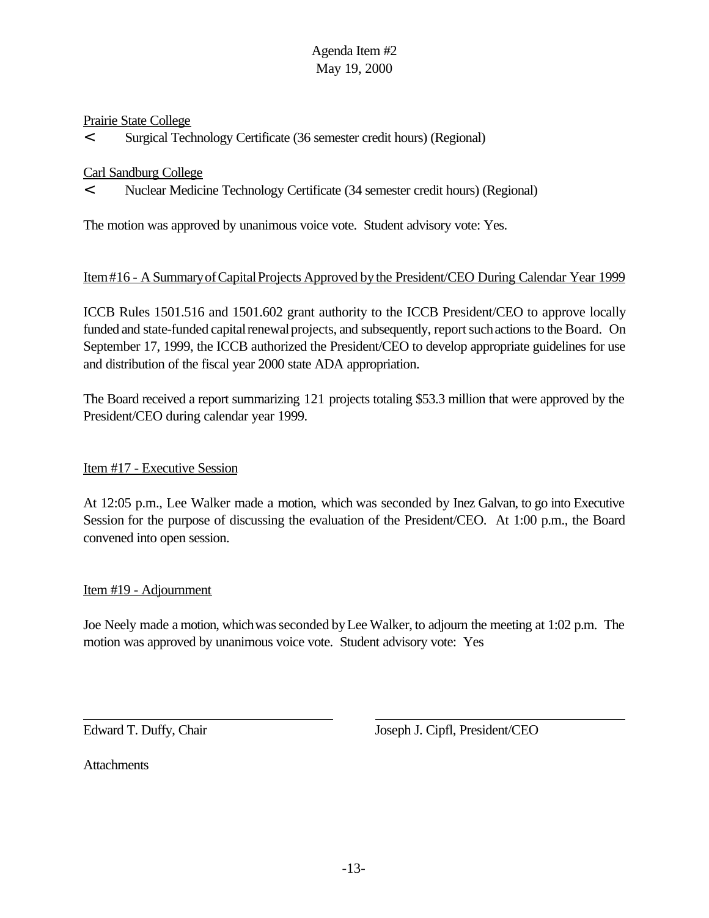Agenda Item #2
May 19, 2000

Prairie State College

< Surgical Technology Certificate (36 semester credit hours) (Regional)

Carl Sandburg College

< Nuclear Medicine Technology Certificate (34 semester credit hours) (Regional)

The motion was approved by unanimous voice vote. Student advisory vote: Yes.

Item #16 - A Summary of Capital Projects Approved by the President/CEO During Calendar Year 1999

ICCB Rules 1501.516 and 1501.602 grant authority to the ICCB President/CEO to approve locally funded and state-funded capital renewal projects, and subsequently, report such actions to the Board. On September 17, 1999, the ICCB authorized the President/CEO to develop appropriate guidelines for use and distribution of the fiscal year 2000 state ADA appropriation.

The Board received a report summarizing 121 projects totaling $53.3 million that were approved by the President/CEO during calendar year 1999.

Item #17 - Executive Session

At 12:05 p.m., Lee Walker made a motion, which was seconded by Inez Galvan, to go into Executive Session for the purpose of discussing the evaluation of the President/CEO. At 1:00 p.m., the Board convened into open session.

Item #19 - Adjournment

Joe Neely made a motion, which was seconded by Lee Walker, to adjourn the meeting at 1:02 p.m. The motion was approved by unanimous voice vote. Student advisory vote: Yes

Edward T. Duffy, Chair

Joseph J. Cipfl, President/CEO

Attachments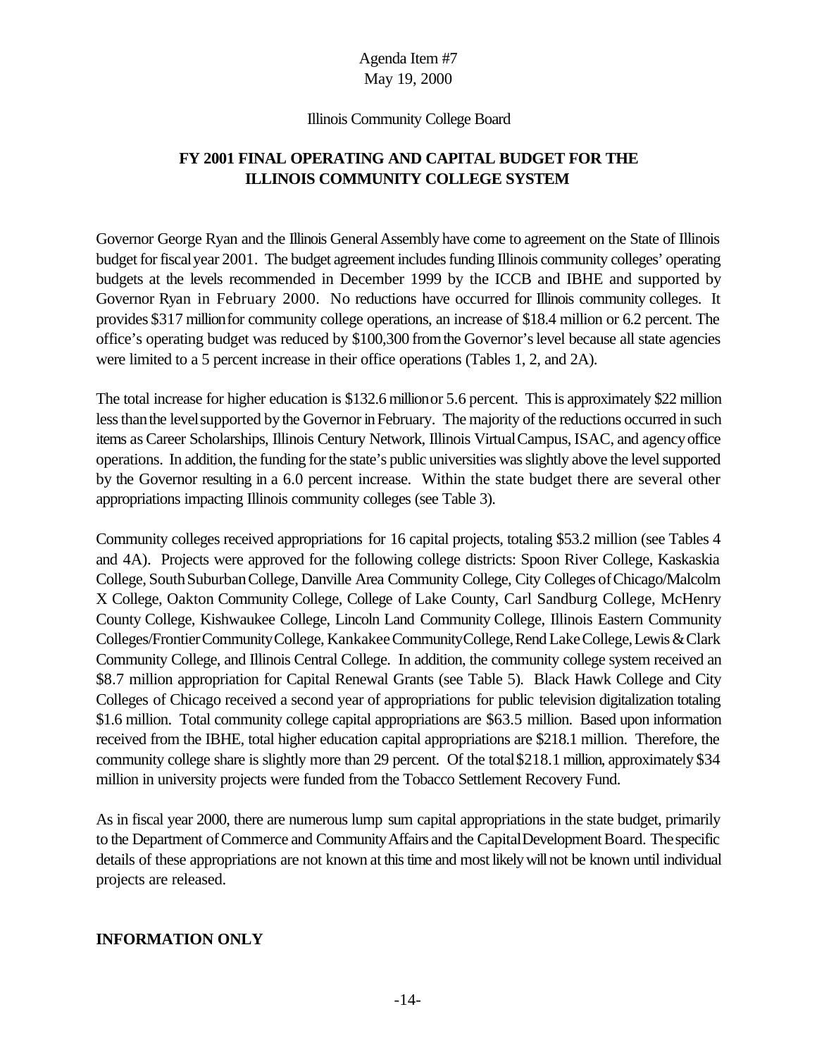Agenda Item #7
May 19, 2000

Illinois Community College Board

## FY 2001 FINAL OPERATING AND CAPITAL BUDGET FOR THE ILLINOIS COMMUNITY COLLEGE SYSTEM

Governor George Ryan and the Illinois General Assembly have come to agreement on the State of Illinois budget for fiscal year 2001. The budget agreement includes funding Illinois community colleges' operating budgets at the levels recommended in December 1999 by the ICCB and IBHE and supported by Governor Ryan in February 2000. No reductions have occurred for Illinois community colleges. It provides $317 million for community college operations, an increase of $18.4 million or 6.2 percent. The office's operating budget was reduced by $100,300 from the Governor's level because all state agencies were limited to a 5 percent increase in their office operations (Tables 1, 2, and 2A).

The total increase for higher education is $132.6 million or 5.6 percent. This is approximately $22 million less than the level supported by the Governor in February. The majority of the reductions occurred in such items as Career Scholarships, Illinois Century Network, Illinois Virtual Campus, ISAC, and agency office operations. In addition, the funding for the state's public universities was slightly above the level supported by the Governor resulting in a 6.0 percent increase. Within the state budget there are several other appropriations impacting Illinois community colleges (see Table 3).

Community colleges received appropriations for 16 capital projects, totaling $53.2 million (see Tables 4 and 4A). Projects were approved for the following college districts: Spoon River College, Kaskaskia College, South Suburban College, Danville Area Community College, City Colleges of Chicago/Malcolm X College, Oakton Community College, College of Lake County, Carl Sandburg College, McHenry County College, Kishwaukee College, Lincoln Land Community College, Illinois Eastern Community Colleges/Frontier Community College, Kankakee Community College, Rend Lake College, Lewis & Clark Community College, and Illinois Central College. In addition, the community college system received an $8.7 million appropriation for Capital Renewal Grants (see Table 5). Black Hawk College and City Colleges of Chicago received a second year of appropriations for public television digitalization totaling $1.6 million. Total community college capital appropriations are $63.5 million. Based upon information received from the IBHE, total higher education capital appropriations are $218.1 million. Therefore, the community college share is slightly more than 29 percent. Of the total $218.1 million, approximately $34 million in university projects were funded from the Tobacco Settlement Recovery Fund.

As in fiscal year 2000, there are numerous lump sum capital appropriations in the state budget, primarily to the Department of Commerce and Community Affairs and the Capital Development Board. The specific details of these appropriations are not known at this time and most likely will not be known until individual projects are released.

**INFORMATION ONLY**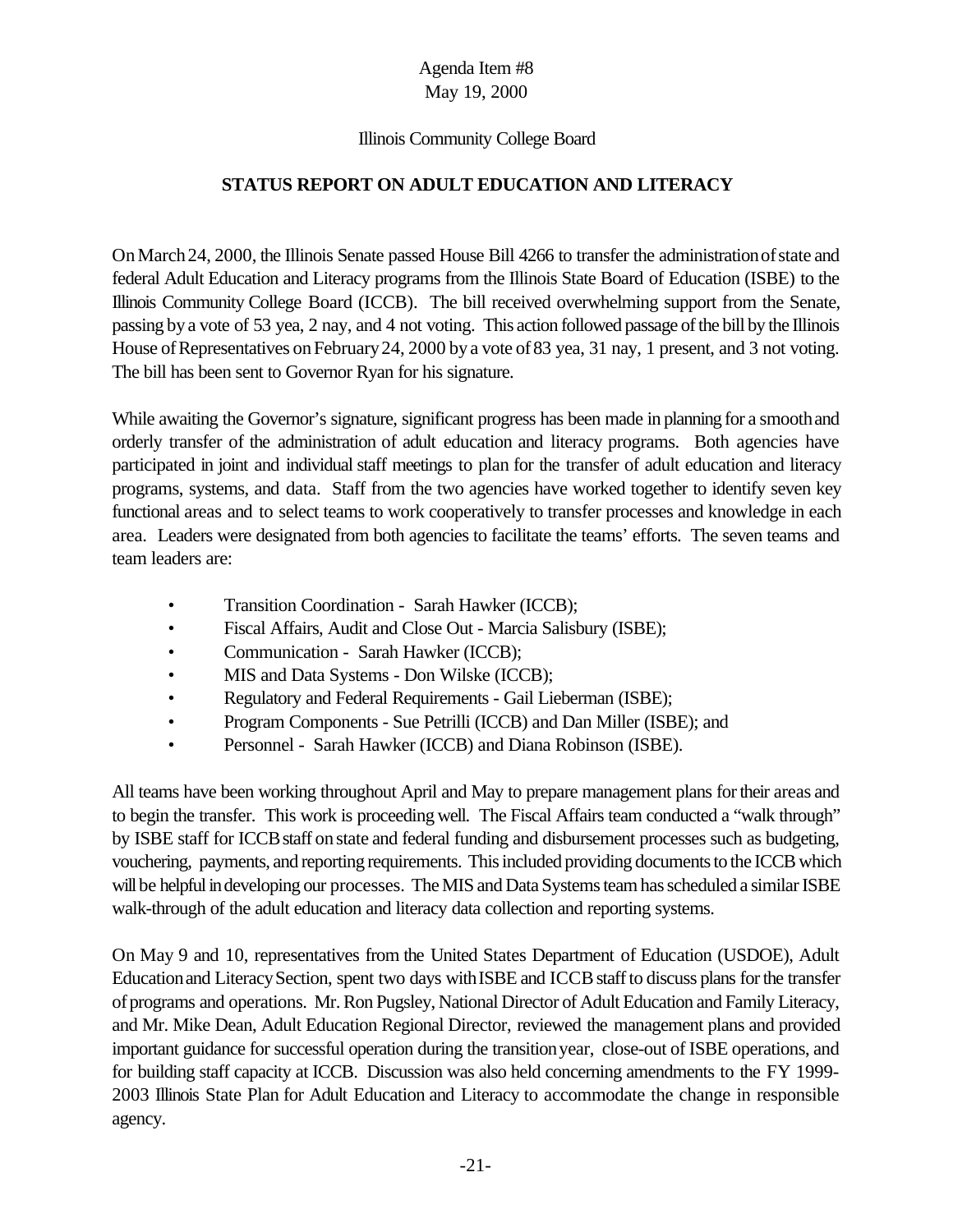Agenda Item #8
May 19, 2000

Illinois Community College Board

## STATUS REPORT ON ADULT EDUCATION AND LITERACY

On March 24, 2000, the Illinois Senate passed House Bill 4266 to transfer the administration of state and federal Adult Education and Literacy programs from the Illinois State Board of Education (ISBE) to the Illinois Community College Board (ICCB). The bill received overwhelming support from the Senate, passing by a vote of 53 yea, 2 nay, and 4 not voting. This action followed passage of the bill by the Illinois House of Representatives on February 24, 2000 by a vote of 83 yea, 31 nay, 1 present, and 3 not voting. The bill has been sent to Governor Ryan for his signature.

While awaiting the Governor's signature, significant progress has been made in planning for a smooth and orderly transfer of the administration of adult education and literacy programs. Both agencies have participated in joint and individual staff meetings to plan for the transfer of adult education and literacy programs, systems, and data. Staff from the two agencies have worked together to identify seven key functional areas and to select teams to work cooperatively to transfer processes and knowledge in each area. Leaders were designated from both agencies to facilitate the teams' efforts. The seven teams and team leaders are:

- Transition Coordination - Sarah Hawker (ICCB);
- Fiscal Affairs, Audit and Close Out - Marcia Salisbury (ISBE);
- Communication - Sarah Hawker (ICCB);
- MIS and Data Systems - Don Wilske (ICCB);
- Regulatory and Federal Requirements - Gail Lieberman (ISBE);
- Program Components - Sue Petrilli (ICCB) and Dan Miller (ISBE); and
- Personnel - Sarah Hawker (ICCB) and Diana Robinson (ISBE).

All teams have been working throughout April and May to prepare management plans for their areas and to begin the transfer. This work is proceeding well. The Fiscal Affairs team conducted a "walk through" by ISBE staff for ICCB staff on state and federal funding and disbursement processes such as budgeting, vouchering, payments, and reporting requirements. This included providing documents to the ICCB which will be helpful in developing our processes. The MIS and Data Systems team has scheduled a similar ISBE walk-through of the adult education and literacy data collection and reporting systems.

On May 9 and 10, representatives from the United States Department of Education (USDOE), Adult Education and Literacy Section, spent two days with ISBE and ICCB staff to discuss plans for the transfer of programs and operations. Mr. Ron Pugsley, National Director of Adult Education and Family Literacy, and Mr. Mike Dean, Adult Education Regional Director, reviewed the management plans and provided important guidance for successful operation during the transition year, close-out of ISBE operations, and for building staff capacity at ICCB. Discussion was also held concerning amendments to the FY 1999-2003 Illinois State Plan for Adult Education and Literacy to accommodate the change in responsible agency.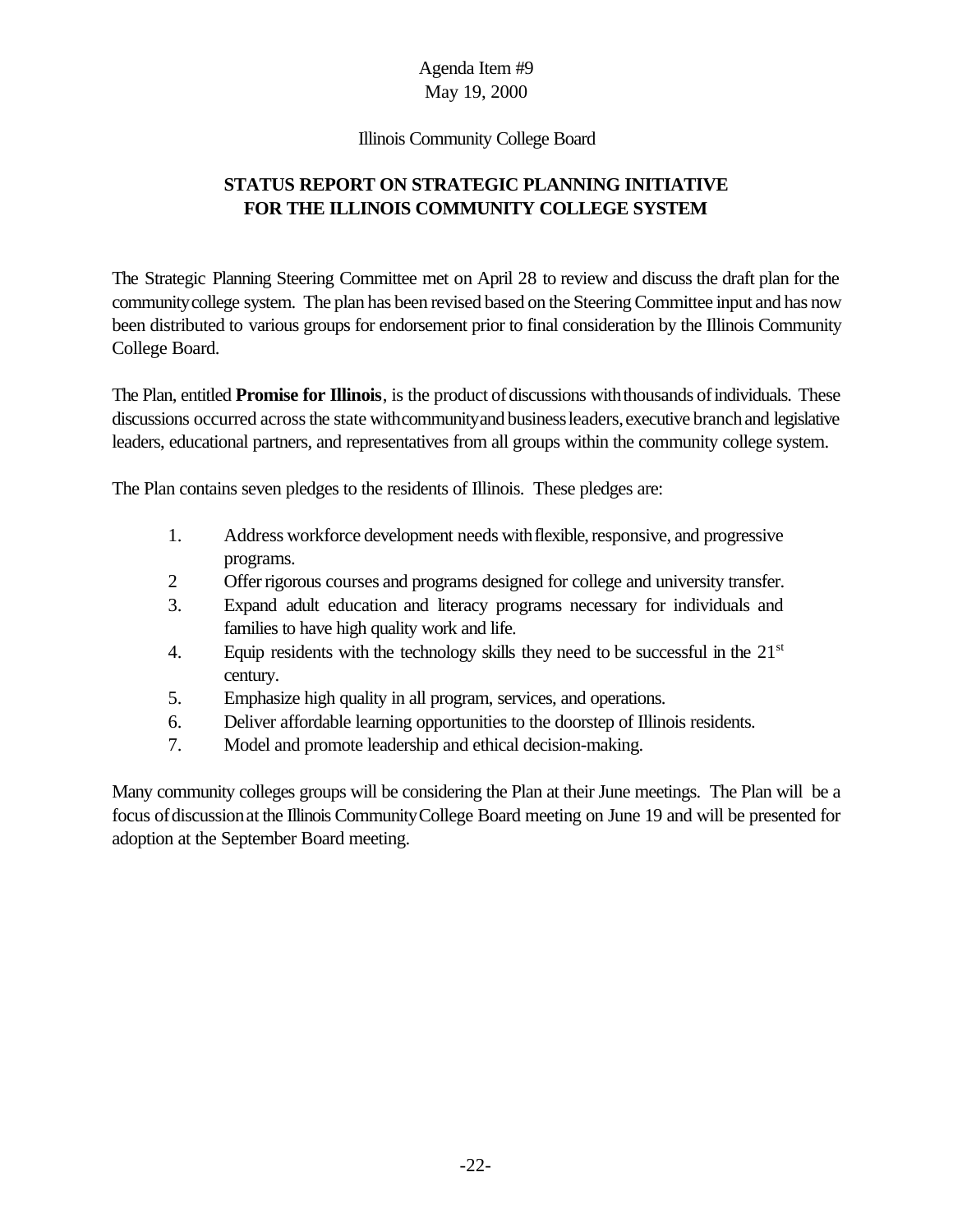Agenda Item #9
May 19, 2000

Illinois Community College Board

## STATUS REPORT ON STRATEGIC PLANNING INITIATIVE FOR THE ILLINOIS COMMUNITY COLLEGE SYSTEM

The Strategic Planning Steering Committee met on April 28 to review and discuss the draft plan for the community college system. The plan has been revised based on the Steering Committee input and has now been distributed to various groups for endorsement prior to final consideration by the Illinois Community College Board.

The Plan, entitled **Promise for Illinois**, is the product of discussions with thousands of individuals. These discussions occurred across the state with community and business leaders, executive branch and legislative leaders, educational partners, and representatives from all groups within the community college system.

The Plan contains seven pledges to the residents of Illinois. These pledges are:

1. Address workforce development needs with flexible, responsive, and progressive programs.
2. Offer rigorous courses and programs designed for college and university transfer.
3. Expand adult education and literacy programs necessary for individuals and families to have high quality work and life.
4. Equip residents with the technology skills they need to be successful in the 21st century.
5. Emphasize high quality in all program, services, and operations.
6. Deliver affordable learning opportunities to the doorstep of Illinois residents.
7. Model and promote leadership and ethical decision-making.

Many community colleges groups will be considering the Plan at their June meetings. The Plan will be a focus of discussion at the Illinois Community College Board meeting on June 19 and will be presented for adoption at the September Board meeting.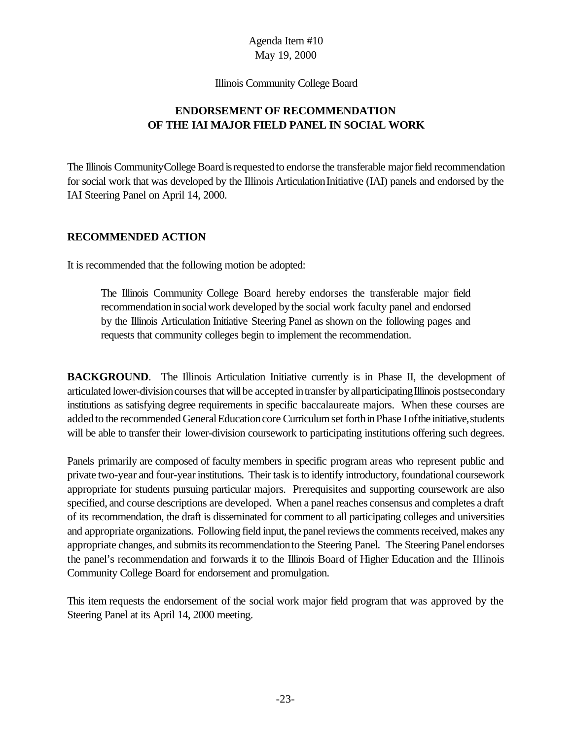Agenda Item #10
May 19, 2000

Illinois Community College Board

## ENDORSEMENT OF RECOMMENDATION OF THE IAI MAJOR FIELD PANEL IN SOCIAL WORK

The Illinois Community College Board is requested to endorse the transferable major field recommendation for social work that was developed by the Illinois Articulation Initiative (IAI) panels and endorsed by the IAI Steering Panel on April 14, 2000.

### RECOMMENDED ACTION

It is recommended that the following motion be adopted:

> The Illinois Community College Board hereby endorses the transferable major field recommendation in social work developed by the social work faculty panel and endorsed by the Illinois Articulation Initiative Steering Panel as shown on the following pages and requests that community colleges begin to implement the recommendation.

**BACKGROUND**. The Illinois Articulation Initiative currently is in Phase II, the development of articulated lower-division courses that will be accepted in transfer by all participating Illinois postsecondary institutions as satisfying degree requirements in specific baccalaureate majors. When these courses are added to the recommended General Education core Curriculum set forth in Phase I of the initiative, students will be able to transfer their lower-division coursework to participating institutions offering such degrees.

Panels primarily are composed of faculty members in specific program areas who represent public and private two-year and four-year institutions. Their task is to identify introductory, foundational coursework appropriate for students pursuing particular majors. Prerequisites and supporting coursework are also specified, and course descriptions are developed. When a panel reaches consensus and completes a draft of its recommendation, the draft is disseminated for comment to all participating colleges and universities and appropriate organizations. Following field input, the panel reviews the comments received, makes any appropriate changes, and submits its recommendation to the Steering Panel. The Steering Panel endorses the panel's recommendation and forwards it to the Illinois Board of Higher Education and the Illinois Community College Board for endorsement and promulgation.

This item requests the endorsement of the social work major field program that was approved by the Steering Panel at its April 14, 2000 meeting.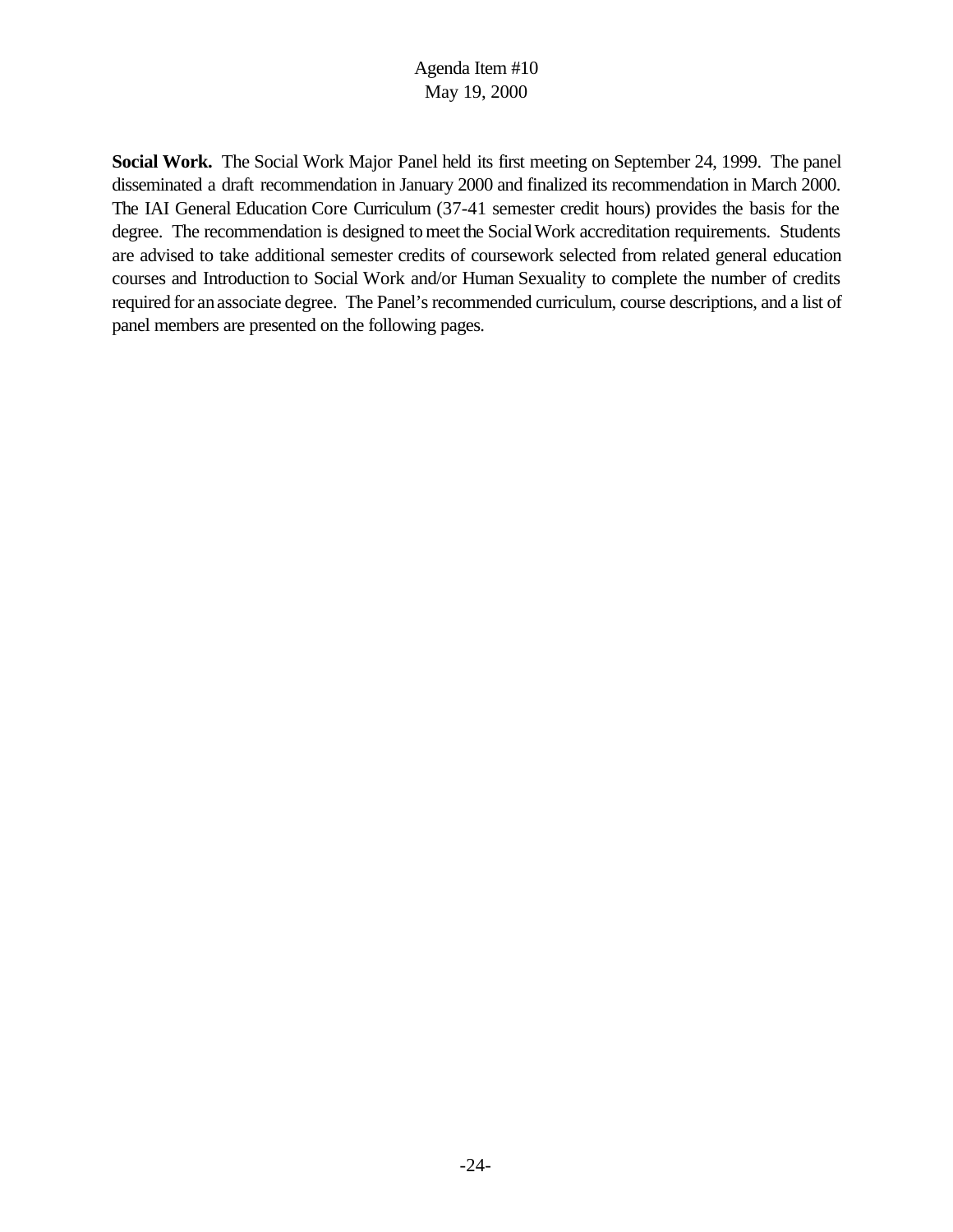**Social Work.** The Social Work Major Panel held its first meeting on September 24, 1999. The panel disseminated a draft recommendation in January 2000 and finalized its recommendation in March 2000. The IAI General Education Core Curriculum (37-41 semester credit hours) provides the basis for the degree. The recommendation is designed to meet the Social Work accreditation requirements. Students are advised to take additional semester credits of coursework selected from related general education courses and Introduction to Social Work and/or Human Sexuality to complete the number of credits required for an associate degree. The Panel's recommended curriculum, course descriptions, and a list of panel members are presented on the following pages.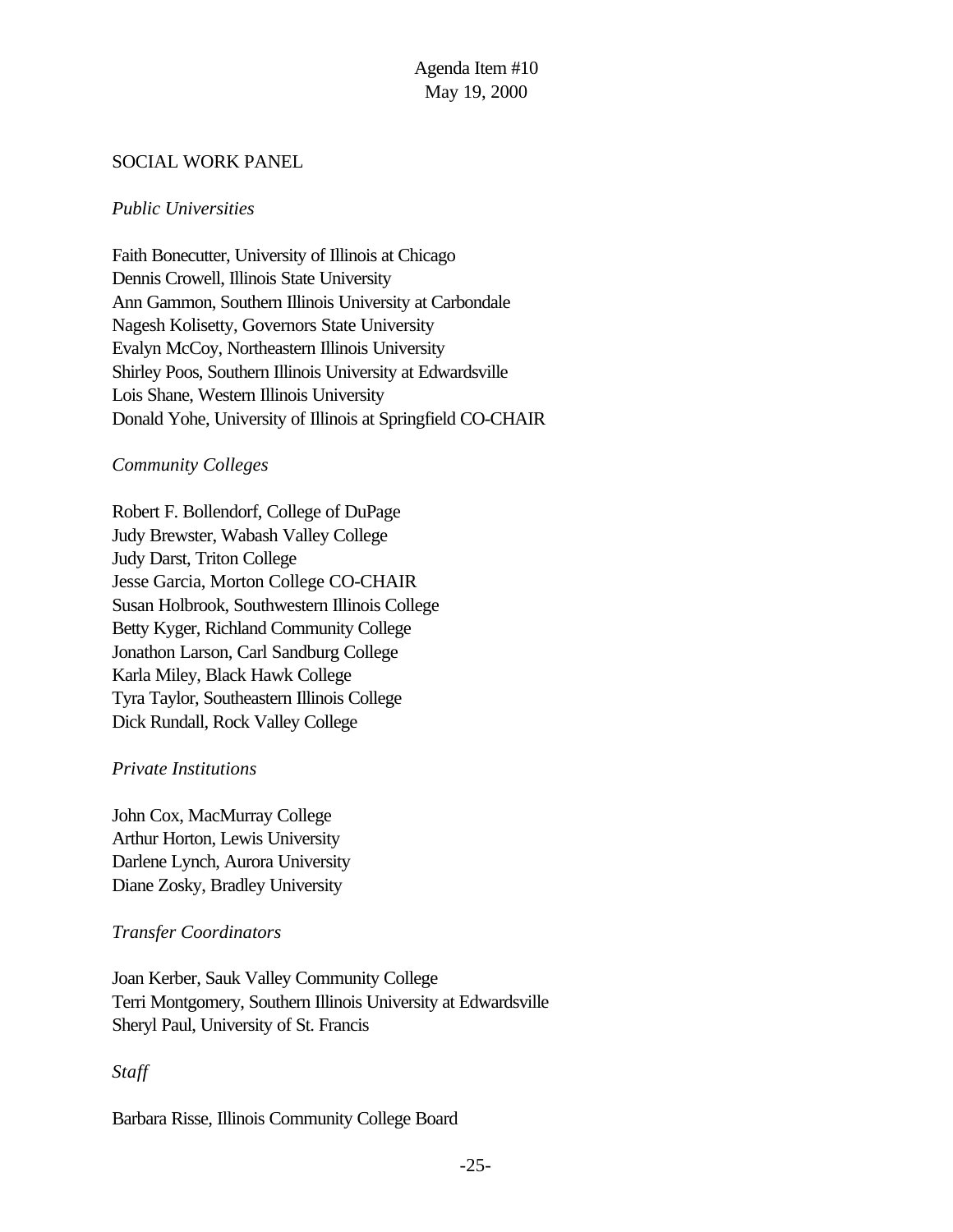Agenda Item #10
May 19, 2000

## SOCIAL WORK PANEL

*Public Universities*

Faith Bonecutter, University of Illinois at Chicago
Dennis Crowell, Illinois State University
Ann Gammon, Southern Illinois University at Carbondale
Nagesh Kolisetty, Governors State University
Evalyn McCoy, Northeastern Illinois University
Shirley Poos, Southern Illinois University at Edwardsville
Lois Shane, Western Illinois University
Donald Yohe, University of Illinois at Springfield CO-CHAIR

*Community Colleges*

Robert F. Bollendorf, College of DuPage
Judy Brewster, Wabash Valley College
Judy Darst, Triton College
Jesse Garcia, Morton College CO-CHAIR
Susan Holbrook, Southwestern Illinois College
Betty Kyger, Richland Community College
Jonathon Larson, Carl Sandburg College
Karla Miley, Black Hawk College
Tyra Taylor, Southeastern Illinois College
Dick Rundall, Rock Valley College

*Private Institutions*

John Cox, MacMurray College
Arthur Horton, Lewis University
Darlene Lynch, Aurora University
Diane Zosky, Bradley University

*Transfer Coordinators*

Joan Kerber, Sauk Valley Community College
Terri Montgomery, Southern Illinois University at Edwardsville
Sheryl Paul, University of St. Francis

*Staff*

Barbara Risse, Illinois Community College Board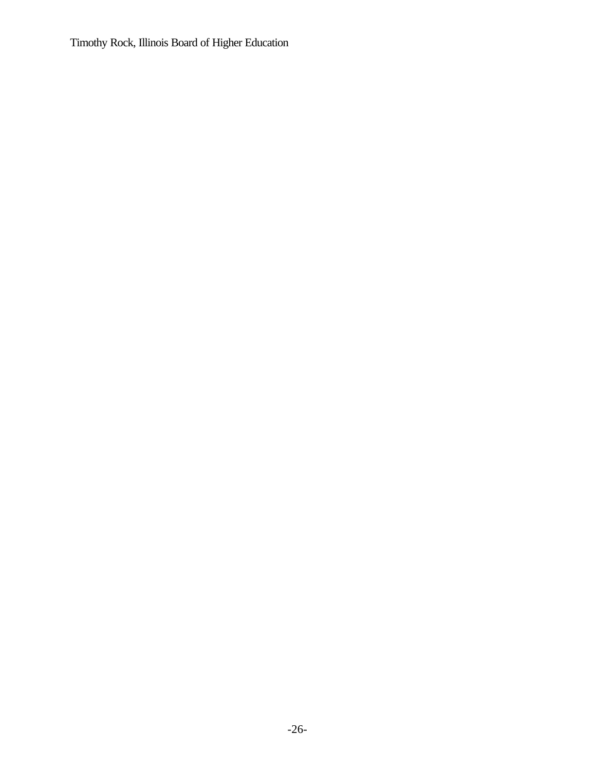Timothy Rock, Illinois Board of Higher Education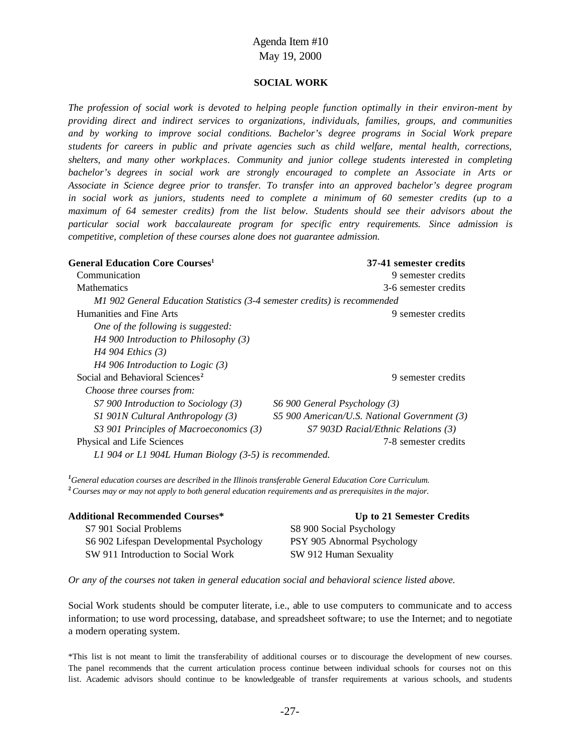Agenda Item #10
May 19, 2000

## SOCIAL WORK

*The profession of social work is devoted to helping people function optimally in their environ-ment by providing direct and indirect services to organizations, individuals, families, groups, and communities and by working to improve social conditions. Bachelor's degree programs in Social Work prepare students for careers in public and private agencies such as child welfare, mental health, corrections, shelters, and many other workplaces. Community and junior college students interested in completing bachelor's degrees in social work are strongly encouraged to complete an Associate in Arts or Associate in Science degree prior to transfer. To transfer into an approved bachelor's degree program in social work as juniors, students need to complete a minimum of 60 semester credits (up to a maximum of 64 semester credits) from the list below. Students should see their advisors about the particular social work baccalaureate program for specific entry requirements. Since admission is competitive, completion of these courses alone does not guarantee admission.*

**General Education Core Courses[1]** — **37-41 semester credits**

- Communication — 9 semester credits
- Mathematics — 3-6 semester credits
  - *M1 902 General Education Statistics (3-4 semester credits) is recommended*
- Humanities and Fine Arts — 9 semester credits
  - *One of the following is suggested:*
  - *H4 900 Introduction to Philosophy (3)*
  - *H4 904 Ethics (3)*
  - *H4 906 Introduction to Logic (3)*
- Social and Behavioral Sciences[2] — 9 semester credits
  - *Choose three courses from:*
  - *S7 900 Introduction to Sociology (3)*
  - *S6 900 General Psychology (3)*
  - *S1 901N Cultural Anthropology (3)*
  - *S5 900 American/U.S. National Government (3)*
  - *S3 901 Principles of Macroeconomics (3)*
  - *S7 903D Racial/Ethnic Relations (3)*
- Physical and Life Sciences — 7-8 semester credits
  - *L1 904 or L1 904L Human Biology (3-5) is recommended.*

[1] *General education courses are described in the Illinois transferable General Education Core Curriculum.*
[2] *Courses may or may not apply to both general education requirements and as prerequisites in the major.*

**Additional Recommended Courses*** — **Up to 21 Semester Credits**

- S7 901 Social Problems
- S8 900 Social Psychology
- S6 902 Lifespan Developmental Psychology
- PSY 905 Abnormal Psychology
- SW 911 Introduction to Social Work
- SW 912 Human Sexuality

*Or any of the courses not taken in general education social and behavioral science listed above.*

Social Work students should be computer literate, i.e., able to use computers to communicate and to access information; to use word processing, database, and spreadsheet software; to use the Internet; and to negotiate a modern operating system.

*This list is not meant to limit the transferability of additional courses or to discourage the development of new courses. The panel recommends that the current articulation process continue between individual schools for courses not on this list. Academic advisors should continue to be knowledgeable of transfer requirements at various schools, and students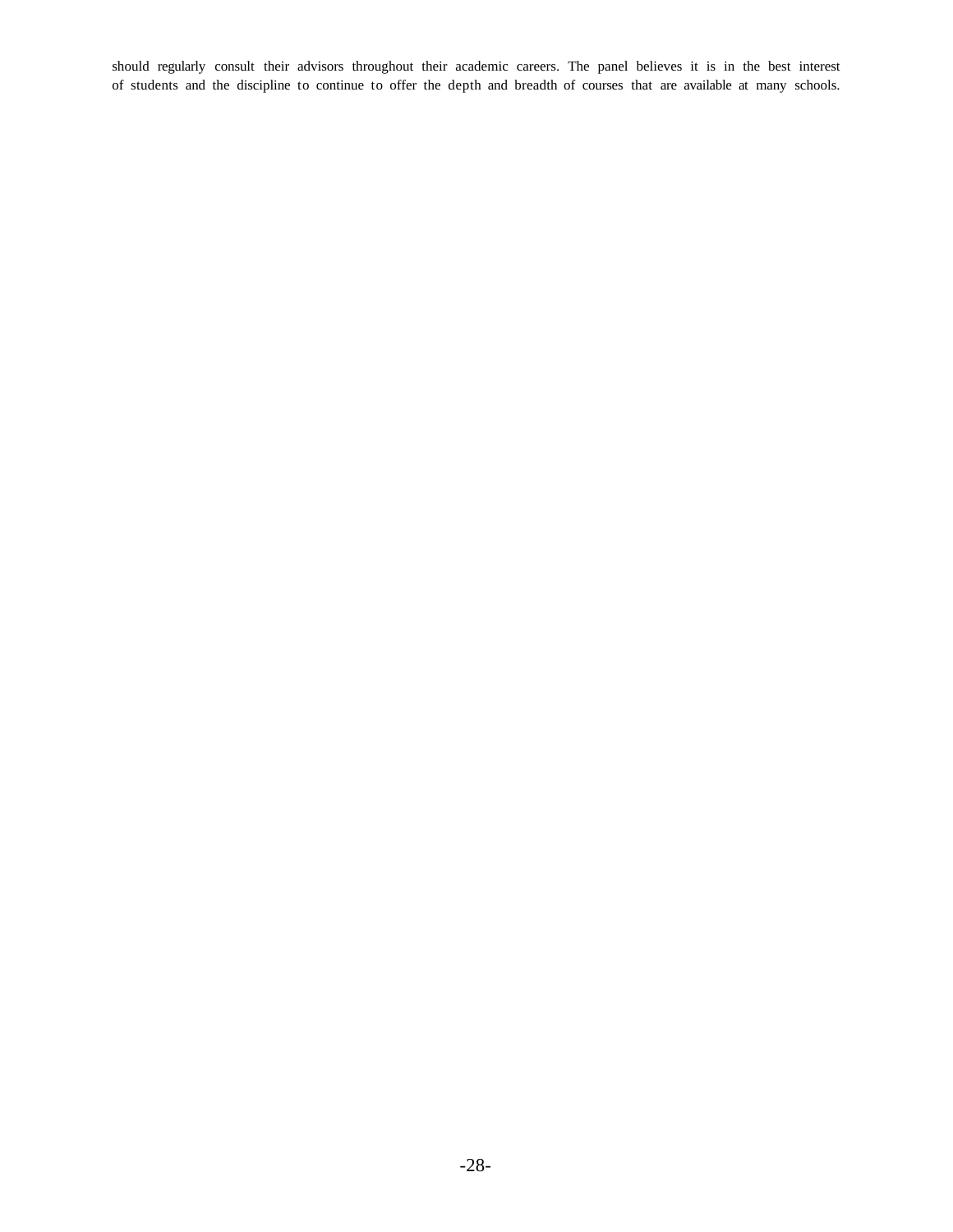should regularly consult their advisors throughout their academic careers. The panel believes it is in the best interest of students and the discipline to continue to offer the depth and breadth of courses that are available at many schools.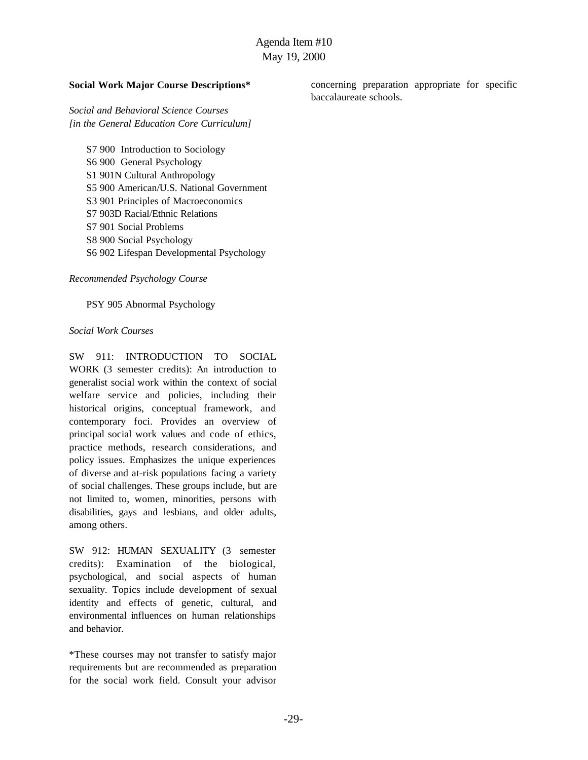**Social Work Major Course Descriptions***

*Social and Behavioral Science Courses*
*[in the General Education Core Curriculum]*

S7 900 Introduction to Sociology
S6 900 General Psychology
S1 901N Cultural Anthropology
S5 900 American/U.S. National Government
S3 901 Principles of Macroeconomics
S7 903D Racial/Ethnic Relations
S7 901 Social Problems
S8 900 Social Psychology
S6 902 Lifespan Developmental Psychology

*Recommended Psychology Course*

PSY 905 Abnormal Psychology

*Social Work Courses*

SW 911: INTRODUCTION TO SOCIAL WORK (3 semester credits): An introduction to generalist social work within the context of social welfare service and policies, including their historical origins, conceptual framework, and contemporary foci. Provides an overview of principal social work values and code of ethics, practice methods, research considerations, and policy issues. Emphasizes the unique experiences of diverse and at-risk populations facing a variety of social challenges. These groups include, but are not limited to, women, minorities, persons with disabilities, gays and lesbians, and older adults, among others.

SW 912: HUMAN SEXUALITY (3 semester credits): Examination of the biological, psychological, and social aspects of human sexuality. Topics include development of sexual identity and effects of genetic, cultural, and environmental influences on human relationships and behavior.

*These courses may not transfer to satisfy major requirements but are recommended as preparation for the social work field. Consult your advisor concerning preparation appropriate for specific baccalaureate schools.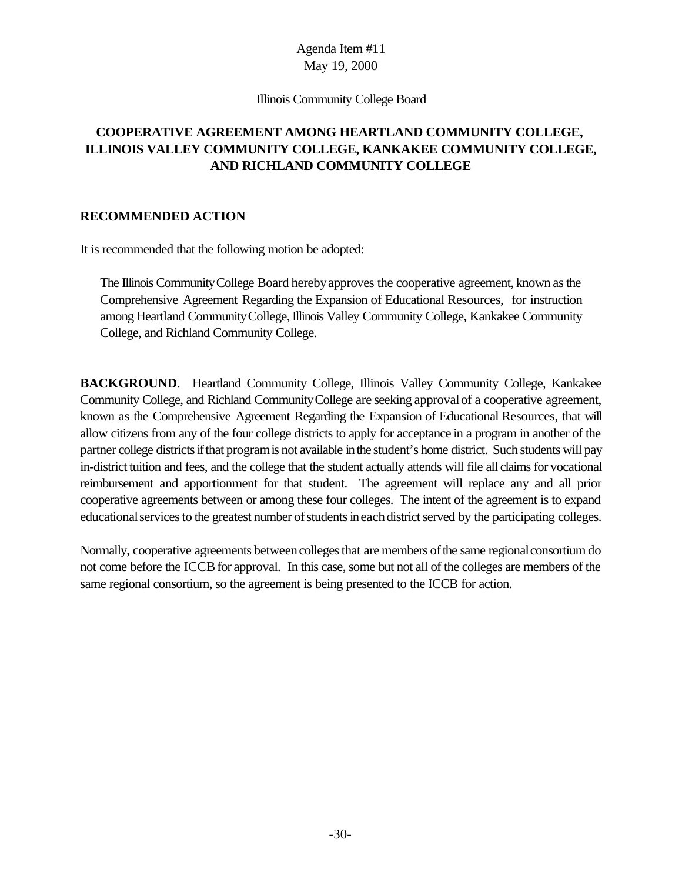Agenda Item #11
May 19, 2000

Illinois Community College Board

## COOPERATIVE AGREEMENT AMONG HEARTLAND COMMUNITY COLLEGE, ILLINOIS VALLEY COMMUNITY COLLEGE, KANKAKEE COMMUNITY COLLEGE, AND RICHLAND COMMUNITY COLLEGE

### RECOMMENDED ACTION

It is recommended that the following motion be adopted:

> The Illinois Community College Board hereby approves the cooperative agreement, known as the Comprehensive Agreement Regarding the Expansion of Educational Resources, for instruction among Heartland Community College, Illinois Valley Community College, Kankakee Community College, and Richland Community College.

**BACKGROUND**. Heartland Community College, Illinois Valley Community College, Kankakee Community College, and Richland Community College are seeking approval of a cooperative agreement, known as the Comprehensive Agreement Regarding the Expansion of Educational Resources, that will allow citizens from any of the four college districts to apply for acceptance in a program in another of the partner college districts if that program is not available in the student's home district. Such students will pay in-district tuition and fees, and the college that the student actually attends will file all claims for vocational reimbursement and apportionment for that student. The agreement will replace any and all prior cooperative agreements between or among these four colleges. The intent of the agreement is to expand educational services to the greatest number of students in each district served by the participating colleges.

Normally, cooperative agreements between colleges that are members of the same regional consortium do not come before the ICCB for approval. In this case, some but not all of the colleges are members of the same regional consortium, so the agreement is being presented to the ICCB for action.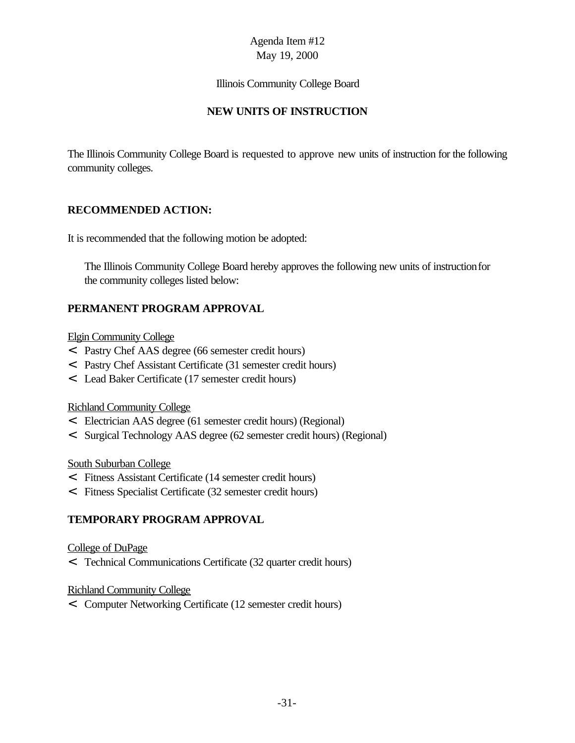Agenda Item #12
May 19, 2000

Illinois Community College Board

## NEW UNITS OF INSTRUCTION

The Illinois Community College Board is requested to approve new units of instruction for the following community colleges.

### RECOMMENDED ACTION:

It is recommended that the following motion be adopted:

> The Illinois Community College Board hereby approves the following new units of instruction for the community colleges listed below:

### PERMANENT PROGRAM APPROVAL

Elgin Community College

- Pastry Chef AAS degree (66 semester credit hours)
- Pastry Chef Assistant Certificate (31 semester credit hours)
- Lead Baker Certificate (17 semester credit hours)

Richland Community College

- Electrician AAS degree (61 semester credit hours) (Regional)
- Surgical Technology AAS degree (62 semester credit hours) (Regional)

South Suburban College

- Fitness Assistant Certificate (14 semester credit hours)
- Fitness Specialist Certificate (32 semester credit hours)

### TEMPORARY PROGRAM APPROVAL

College of DuPage

- Technical Communications Certificate (32 quarter credit hours)

Richland Community College

- Computer Networking Certificate (12 semester credit hours)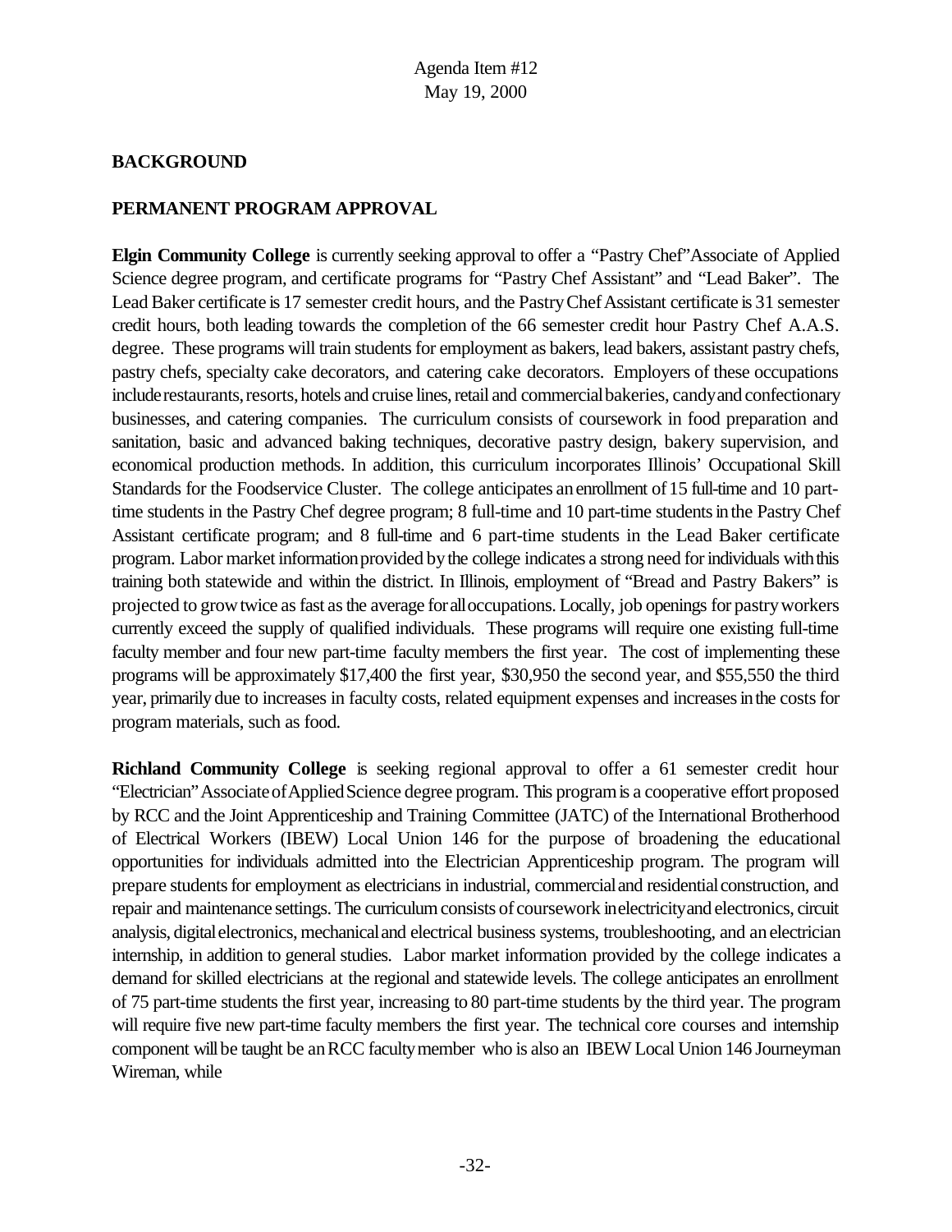Agenda Item #12
May 19, 2000

**BACKGROUND**

**PERMANENT PROGRAM APPROVAL**

**Elgin Community College** is currently seeking approval to offer a "Pastry Chef"Associate of Applied Science degree program, and certificate programs for "Pastry Chef Assistant" and "Lead Baker". The Lead Baker certificate is 17 semester credit hours, and the Pastry Chef Assistant certificate is 31 semester credit hours, both leading towards the completion of the 66 semester credit hour Pastry Chef A.A.S. degree. These programs will train students for employment as bakers, lead bakers, assistant pastry chefs, pastry chefs, specialty cake decorators, and catering cake decorators. Employers of these occupations include restaurants, resorts, hotels and cruise lines, retail and commercial bakeries, candy and confectionary businesses, and catering companies. The curriculum consists of coursework in food preparation and sanitation, basic and advanced baking techniques, decorative pastry design, bakery supervision, and economical production methods. In addition, this curriculum incorporates Illinois' Occupational Skill Standards for the Foodservice Cluster. The college anticipates an enrollment of 15 full-time and 10 part-time students in the Pastry Chef degree program; 8 full-time and 10 part-time students in the Pastry Chef Assistant certificate program; and 8 full-time and 6 part-time students in the Lead Baker certificate program. Labor market information provided by the college indicates a strong need for individuals with this training both statewide and within the district. In Illinois, employment of "Bread and Pastry Bakers" is projected to grow twice as fast as the average for all occupations. Locally, job openings for pastry workers currently exceed the supply of qualified individuals. These programs will require one existing full-time faculty member and four new part-time faculty members the first year. The cost of implementing these programs will be approximately $17,400 the first year, $30,950 the second year, and $55,550 the third year, primarily due to increases in faculty costs, related equipment expenses and increases in the costs for program materials, such as food.

**Richland Community College** is seeking regional approval to offer a 61 semester credit hour "Electrician" Associate of Applied Science degree program. This program is a cooperative effort proposed by RCC and the Joint Apprenticeship and Training Committee (JATC) of the International Brotherhood of Electrical Workers (IBEW) Local Union 146 for the purpose of broadening the educational opportunities for individuals admitted into the Electrician Apprenticeship program. The program will prepare students for employment as electricians in industrial, commercial and residential construction, and repair and maintenance settings. The curriculum consists of coursework in electricity and electronics, circuit analysis, digital electronics, mechanical and electrical business systems, troubleshooting, and an electrician internship, in addition to general studies. Labor market information provided by the college indicates a demand for skilled electricians at the regional and statewide levels. The college anticipates an enrollment of 75 part-time students the first year, increasing to 80 part-time students by the third year. The program will require five new part-time faculty members the first year. The technical core courses and internship component will be taught be an RCC faculty member who is also an IBEW Local Union 146 Journeyman Wireman, while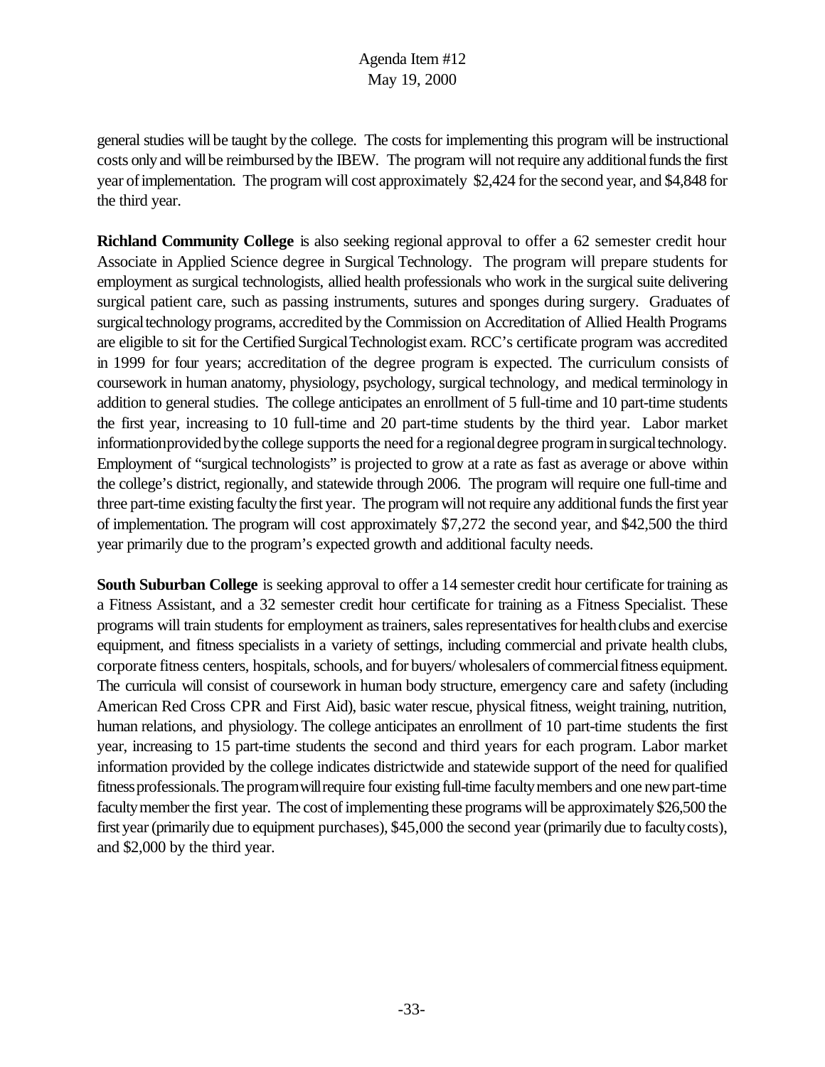general studies will be taught by the college. The costs for implementing this program will be instructional costs only and will be reimbursed by the IBEW. The program will not require any additional funds the first year of implementation. The program will cost approximately $2,424 for the second year, and $4,848 for the third year.

**Richland Community College** is also seeking regional approval to offer a 62 semester credit hour Associate in Applied Science degree in Surgical Technology. The program will prepare students for employment as surgical technologists, allied health professionals who work in the surgical suite delivering surgical patient care, such as passing instruments, sutures and sponges during surgery. Graduates of surgical technology programs, accredited by the Commission on Accreditation of Allied Health Programs are eligible to sit for the Certified Surgical Technologist exam. RCC's certificate program was accredited in 1999 for four years; accreditation of the degree program is expected. The curriculum consists of coursework in human anatomy, physiology, psychology, surgical technology, and medical terminology in addition to general studies. The college anticipates an enrollment of 5 full-time and 10 part-time students the first year, increasing to 10 full-time and 20 part-time students by the third year. Labor market information provided by the college supports the need for a regional degree program in surgical technology. Employment of "surgical technologists" is projected to grow at a rate as fast as average or above within the college's district, regionally, and statewide through 2006. The program will require one full-time and three part-time existing faculty the first year. The program will not require any additional funds the first year of implementation. The program will cost approximately $7,272 the second year, and $42,500 the third year primarily due to the program's expected growth and additional faculty needs.

**South Suburban College** is seeking approval to offer a 14 semester credit hour certificate for training as a Fitness Assistant, and a 32 semester credit hour certificate for training as a Fitness Specialist. These programs will train students for employment as trainers, sales representatives for health clubs and exercise equipment, and fitness specialists in a variety of settings, including commercial and private health clubs, corporate fitness centers, hospitals, schools, and for buyers/ wholesalers of commercial fitness equipment. The curricula will consist of coursework in human body structure, emergency care and safety (including American Red Cross CPR and First Aid), basic water rescue, physical fitness, weight training, nutrition, human relations, and physiology. The college anticipates an enrollment of 10 part-time students the first year, increasing to 15 part-time students the second and third years for each program. Labor market information provided by the college indicates districtwide and statewide support of the need for qualified fitness professionals. The program will require four existing full-time faculty members and one new part-time faculty member the first year. The cost of implementing these programs will be approximately $26,500 the first year (primarily due to equipment purchases), $45,000 the second year (primarily due to faculty costs), and $2,000 by the third year.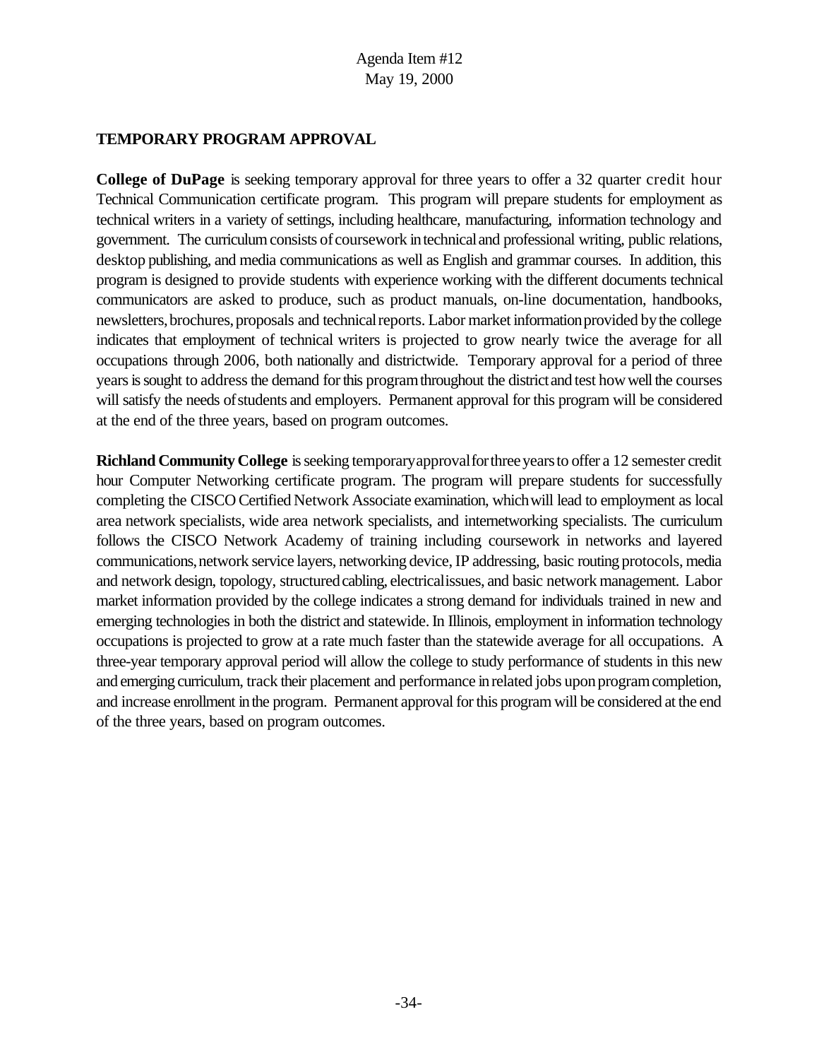Agenda Item #12
May 19, 2000

**TEMPORARY PROGRAM APPROVAL**

**College of DuPage** is seeking temporary approval for three years to offer a 32 quarter credit hour Technical Communication certificate program. This program will prepare students for employment as technical writers in a variety of settings, including healthcare, manufacturing, information technology and government. The curriculum consists of coursework in technical and professional writing, public relations, desktop publishing, and media communications as well as English and grammar courses. In addition, this program is designed to provide students with experience working with the different documents technical communicators are asked to produce, such as product manuals, on-line documentation, handbooks, newsletters, brochures, proposals and technical reports. Labor market information provided by the college indicates that employment of technical writers is projected to grow nearly twice the average for all occupations through 2006, both nationally and districtwide. Temporary approval for a period of three years is sought to address the demand for this program throughout the district and test how well the courses will satisfy the needs of students and employers. Permanent approval for this program will be considered at the end of the three years, based on program outcomes.

**Richland Community College** is seeking temporary approval for three years to offer a 12 semester credit hour Computer Networking certificate program. The program will prepare students for successfully completing the CISCO Certified Network Associate examination, which will lead to employment as local area network specialists, wide area network specialists, and internetworking specialists. The curriculum follows the CISCO Network Academy of training including coursework in networks and layered communications, network service layers, networking device, IP addressing, basic routing protocols, media and network design, topology, structured cabling, electrical issues, and basic network management. Labor market information provided by the college indicates a strong demand for individuals trained in new and emerging technologies in both the district and statewide. In Illinois, employment in information technology occupations is projected to grow at a rate much faster than the statewide average for all occupations. A three-year temporary approval period will allow the college to study performance of students in this new and emerging curriculum, track their placement and performance in related jobs upon program completion, and increase enrollment in the program. Permanent approval for this program will be considered at the end of the three years, based on program outcomes.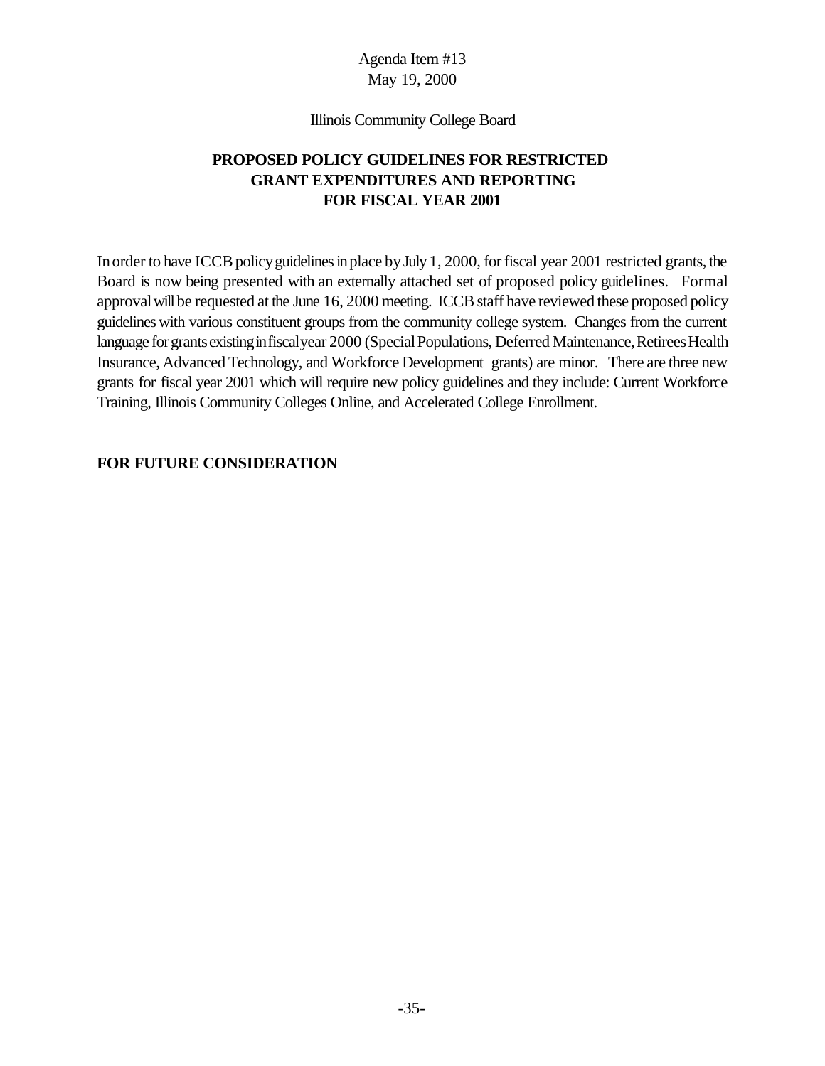Agenda Item #13
May 19, 2000

Illinois Community College Board

**PROPOSED POLICY GUIDELINES FOR RESTRICTED GRANT EXPENDITURES AND REPORTING FOR FISCAL YEAR 2001**

In order to have ICCB policy guidelines in place by July 1, 2000, for fiscal year 2001 restricted grants, the Board is now being presented with an externally attached set of proposed policy guidelines. Formal approval will be requested at the June 16, 2000 meeting. ICCB staff have reviewed these proposed policy guidelines with various constituent groups from the community college system. Changes from the current language for grants existing in fiscal year 2000 (Special Populations, Deferred Maintenance, Retirees Health Insurance, Advanced Technology, and Workforce Development grants) are minor. There are three new grants for fiscal year 2001 which will require new policy guidelines and they include: Current Workforce Training, Illinois Community Colleges Online, and Accelerated College Enrollment.

**FOR FUTURE CONSIDERATION**